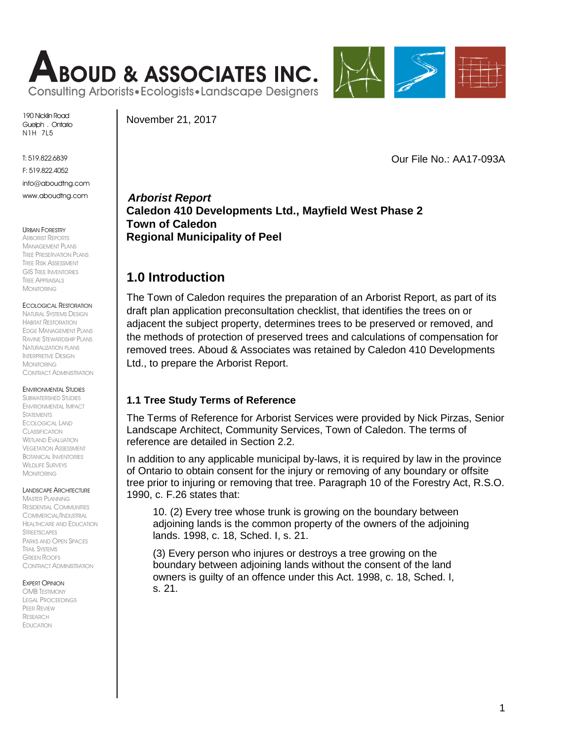# ABOUD & ASSOCIATES INC.

Consulting Arborists • Ecologists • Landscape Designers

190 Nicklin Road
Guelph . Ontario
N1H 7L5

T: 519.822.6839
F: 519.822.4052
info@aboudtng.com
www.aboudtng.com

URBAN FORESTRY
ARBORIST REPORTS
MANAGEMENT PLANS
TREE PRESERVATION PLANS
TREE RISK ASSESSMENT
GIS TREE INVENTORIES
TREE APPRAISALS
MONITORING

ECOLOGICAL RESTORATION
NATURAL SYSTEMS DESIGN
HABITAT RESTORATION
EDGE MANAGEMENT PLANS
RAVINE STEWARDSHIP PLANS
NATURALIZATION PLANS
INTERPRETIVE DESIGN
MONITORING
CONTRACT ADMINISTRATION

ENVIRONMENTAL STUDIES
SUBWATERSHED STUDIES
ENVIRONMENTAL IMPACT STATEMENTS
ECOLOGICAL LAND CLASSIFICATION
WETLAND EVALUATION
VEGETATION ASSESSMENT
BOTANICAL INVENTORIES
WILDLIFE SURVEYS
MONITORING

LANDSCAPE ARCHITECTURE
MASTER PLANNING
RESIDENTIAL COMMUNITIES
COMMERCIAL/INDUSTRIAL
HEALTHCARE AND EDUCATION
STREETSCAPES
PARKS AND OPEN SPACES
TRAIL SYSTEMS
GREEN ROOFS
CONTRACT ADMINISTRATION

EXPERT OPINION
OMB TESTIMONY
LEGAL PROCEEDINGS
PEER REVIEW
RESEARCH
EDUCATION

November 21, 2017

Our File No.: AA17-093A

***Arborist Report***
**Caledon 410 Developments Ltd., Mayfield West Phase 2**
**Town of Caledon**
**Regional Municipality of Peel**

## 1.0 Introduction

The Town of Caledon requires the preparation of an Arborist Report, as part of its draft plan application preconsultation checklist, that identifies the trees on or adjacent the subject property, determines trees to be preserved or removed, and the methods of protection of preserved trees and calculations of compensation for removed trees. Aboud & Associates was retained by Caledon 410 Developments Ltd., to prepare the Arborist Report.

### 1.1 Tree Study Terms of Reference

The Terms of Reference for Arborist Services were provided by Nick Pirzas, Senior Landscape Architect, Community Services, Town of Caledon. The terms of reference are detailed in Section 2.2.

In addition to any applicable municipal by-laws, it is required by law in the province of Ontario to obtain consent for the injury or removing of any boundary or offsite tree prior to injuring or removing that tree. Paragraph 10 of the Forestry Act, R.S.O. 1990, c. F.26 states that:

> 10. (2) Every tree whose trunk is growing on the boundary between adjoining lands is the common property of the owners of the adjoining lands. 1998, c. 18, Sched. I, s. 21.
>
> (3) Every person who injures or destroys a tree growing on the boundary between adjoining lands without the consent of the land owners is guilty of an offence under this Act. 1998, c. 18, Sched. I, s. 21.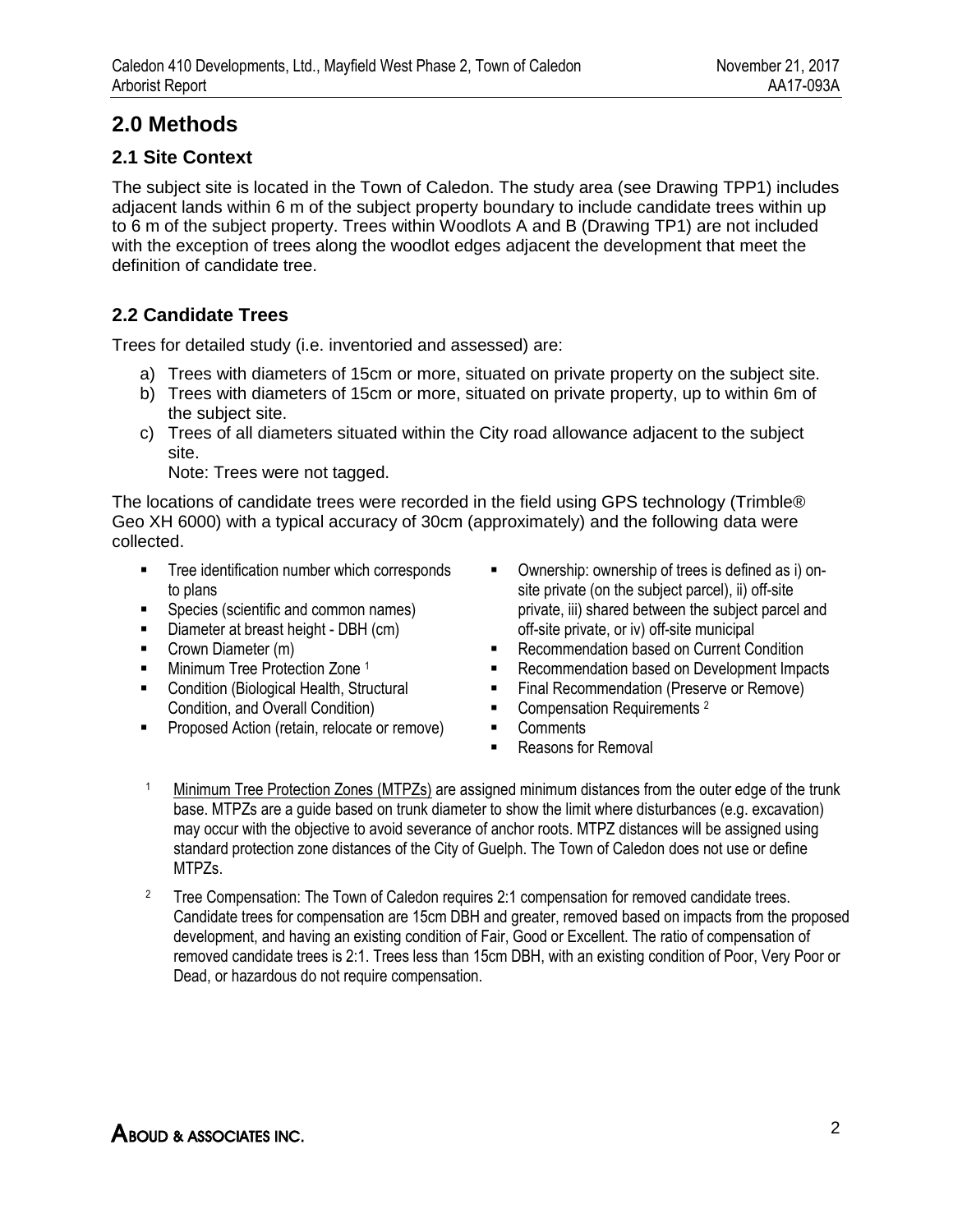# 2.0 Methods

## 2.1 Site Context

The subject site is located in the Town of Caledon. The study area (see Drawing TPP1) includes adjacent lands within 6 m of the subject property boundary to include candidate trees within up to 6 m of the subject property. Trees within Woodlots A and B (Drawing TP1) are not included with the exception of trees along the woodlot edges adjacent the development that meet the definition of candidate tree.

## 2.2 Candidate Trees

Trees for detailed study (i.e. inventoried and assessed) are:

a) Trees with diameters of 15cm or more, situated on private property on the subject site.
b) Trees with diameters of 15cm or more, situated on private property, up to within 6m of the subject site.
c) Trees of all diameters situated within the City road allowance adjacent to the subject site.
   Note: Trees were not tagged.

The locations of candidate trees were recorded in the field using GPS technology (Trimble® Geo XH 6000) with a typical accuracy of 30cm (approximately) and the following data were collected.

- Tree identification number which corresponds to plans
- Species (scientific and common names)
- Diameter at breast height - DBH (cm)
- Crown Diameter (m)
- Minimum Tree Protection Zone [1]
- Condition (Biological Health, Structural Condition, and Overall Condition)
- Proposed Action (retain, relocate or remove)
- Ownership: ownership of trees is defined as i) on-site private (on the subject parcel), ii) off-site private, iii) shared between the subject parcel and off-site private, or iv) off-site municipal
- Recommendation based on Current Condition
- Recommendation based on Development Impacts
- Final Recommendation (Preserve or Remove)
- Compensation Requirements [2]
- Comments
- Reasons for Removal

[1] Minimum Tree Protection Zones (MTPZs) are assigned minimum distances from the outer edge of the trunk base. MTPZs are a guide based on trunk diameter to show the limit where disturbances (e.g. excavation) may occur with the objective to avoid severance of anchor roots. MTPZ distances will be assigned using standard protection zone distances of the City of Guelph. The Town of Caledon does not use or define MTPZs.

[2] Tree Compensation: The Town of Caledon requires 2:1 compensation for removed candidate trees. Candidate trees for compensation are 15cm DBH and greater, removed based on impacts from the proposed development, and having an existing condition of Fair, Good or Excellent. The ratio of compensation of removed candidate trees is 2:1. Trees less than 15cm DBH, with an existing condition of Poor, Very Poor or Dead, or hazardous do not require compensation.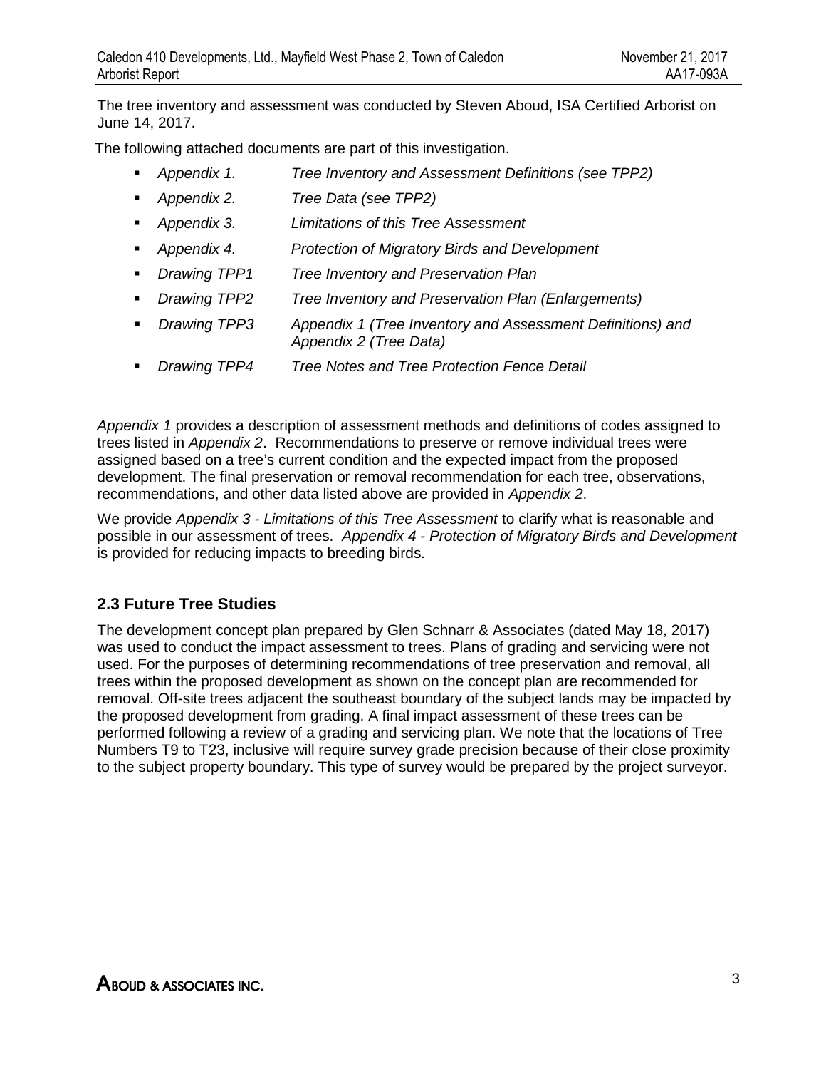The tree inventory and assessment was conducted by Steven Aboud, ISA Certified Arborist on June 14, 2017.

The following attached documents are part of this investigation.

- *Appendix 1.* *Tree Inventory and Assessment Definitions (see TPP2)*
- *Appendix 2.* *Tree Data (see TPP2)*
- *Appendix 3.* *Limitations of this Tree Assessment*
- *Appendix 4.* *Protection of Migratory Birds and Development*
- *Drawing TPP1* *Tree Inventory and Preservation Plan*
- *Drawing TPP2* *Tree Inventory and Preservation Plan (Enlargements)*
- *Drawing TPP3* *Appendix 1 (Tree Inventory and Assessment Definitions) and Appendix 2 (Tree Data)*
- *Drawing TPP4* *Tree Notes and Tree Protection Fence Detail*

*Appendix 1* provides a description of assessment methods and definitions of codes assigned to trees listed in *Appendix 2*. Recommendations to preserve or remove individual trees were assigned based on a tree's current condition and the expected impact from the proposed development. The final preservation or removal recommendation for each tree, observations, recommendations, and other data listed above are provided in *Appendix 2*.

We provide *Appendix 3 - Limitations of this Tree Assessment* to clarify what is reasonable and possible in our assessment of trees. *Appendix 4 - Protection of Migratory Birds and Development* is provided for reducing impacts to breeding birds.

## 2.3 Future Tree Studies

The development concept plan prepared by Glen Schnarr & Associates (dated May 18, 2017) was used to conduct the impact assessment to trees. Plans of grading and servicing were not used. For the purposes of determining recommendations of tree preservation and removal, all trees within the proposed development as shown on the concept plan are recommended for removal. Off-site trees adjacent the southeast boundary of the subject lands may be impacted by the proposed development from grading. A final impact assessment of these trees can be performed following a review of a grading and servicing plan. We note that the locations of Tree Numbers T9 to T23, inclusive will require survey grade precision because of their close proximity to the subject property boundary. This type of survey would be prepared by the project surveyor.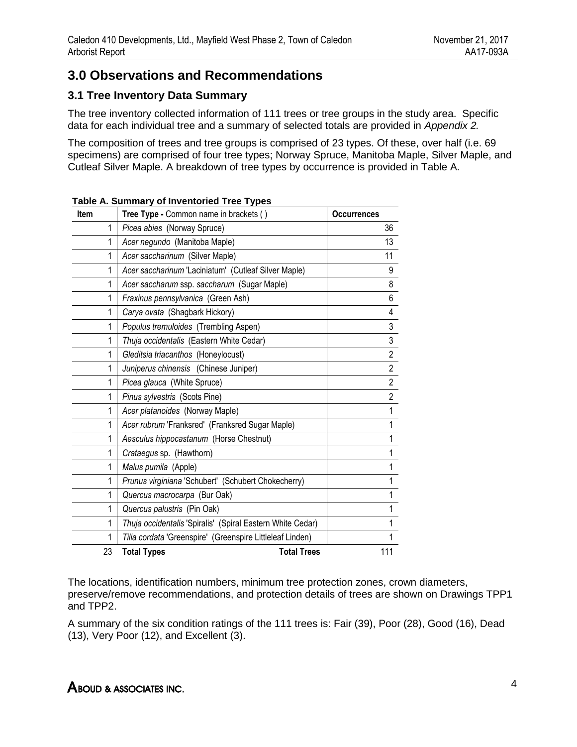# 3.0 Observations and Recommendations

## 3.1 Tree Inventory Data Summary

The tree inventory collected information of 111 trees or tree groups in the study area. Specific data for each individual tree and a summary of selected totals are provided in *Appendix 2.*

The composition of trees and tree groups is comprised of 23 types. Of these, over half (i.e. 69 specimens) are comprised of four tree types; Norway Spruce, Manitoba Maple, Silver Maple, and Cutleaf Silver Maple. A breakdown of tree types by occurrence is provided in Table A.

**Table A. Summary of Inventoried Tree Types**

| Item | Tree Type - Common name in brackets ( ) | Occurrences |
|---|---|---|
| 1 | *Picea abies* (Norway Spruce) | 36 |
| 1 | *Acer negundo* (Manitoba Maple) | 13 |
| 1 | *Acer saccharinum* (Silver Maple) | 11 |
| 1 | *Acer saccharinum* 'Laciniatum' (Cutleaf Silver Maple) | 9 |
| 1 | *Acer saccharum* ssp. *saccharum* (Sugar Maple) | 8 |
| 1 | *Fraxinus pennsylvanica* (Green Ash) | 6 |
| 1 | *Carya ovata* (Shagbark Hickory) | 4 |
| 1 | *Populus tremuloides* (Trembling Aspen) | 3 |
| 1 | *Thuja occidentalis* (Eastern White Cedar) | 3 |
| 1 | *Gleditsia triacanthos* (Honeylocust) | 2 |
| 1 | *Juniperus chinensis* (Chinese Juniper) | 2 |
| 1 | *Picea glauca* (White Spruce) | 2 |
| 1 | *Pinus sylvestris* (Scots Pine) | 2 |
| 1 | *Acer platanoides* (Norway Maple) | 1 |
| 1 | *Acer rubrum* 'Franksred' (Franksred Sugar Maple) | 1 |
| 1 | *Aesculus hippocastanum* (Horse Chestnut) | 1 |
| 1 | *Crataegus* sp. (Hawthorn) | 1 |
| 1 | *Malus pumila* (Apple) | 1 |
| 1 | *Prunus virginiana* 'Schubert' (Schubert Chokecherry) | 1 |
| 1 | *Quercus macrocarpa* (Bur Oak) | 1 |
| 1 | *Quercus palustris* (Pin Oak) | 1 |
| 1 | *Thuja occidentalis* 'Spiralis' (Spiral Eastern White Cedar) | 1 |
| 1 | *Tilia cordata* 'Greenspire' (Greenspire Littleleaf Linden) | 1 |
| 23 | **Total Types** **Total Trees** | 111 |

The locations, identification numbers, minimum tree protection zones, crown diameters, preserve/remove recommendations, and protection details of trees are shown on Drawings TPP1 and TPP2.

A summary of the six condition ratings of the 111 trees is: Fair (39), Poor (28), Good (16), Dead (13), Very Poor (12), and Excellent (3).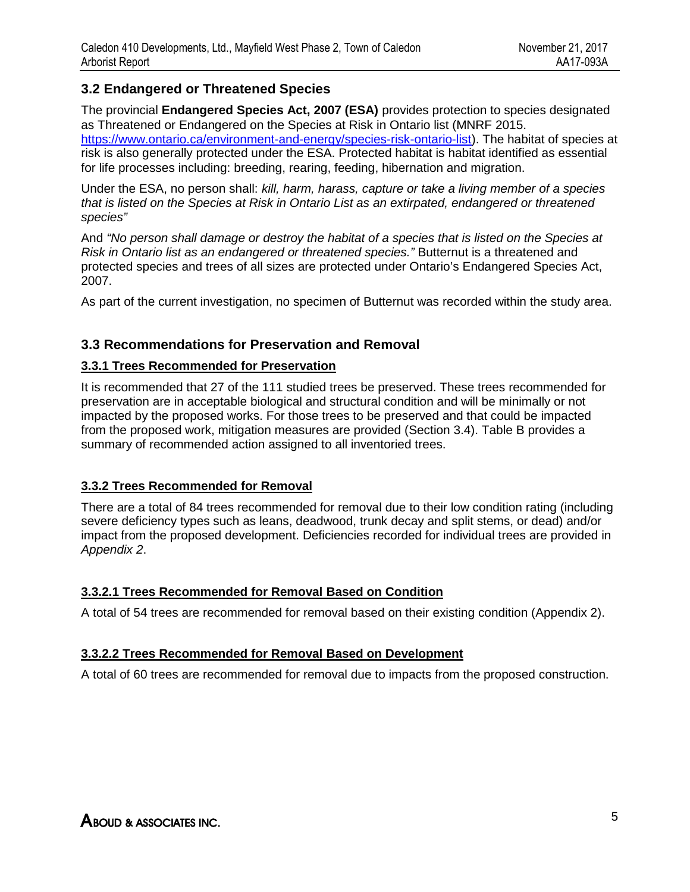## 3.2 Endangered or Threatened Species

The provincial **Endangered Species Act, 2007 (ESA)** provides protection to species designated as Threatened or Endangered on the Species at Risk in Ontario list (MNRF 2015. https://www.ontario.ca/environment-and-energy/species-risk-ontario-list). The habitat of species at risk is also generally protected under the ESA. Protected habitat is habitat identified as essential for life processes including: breeding, rearing, feeding, hibernation and migration.

Under the ESA, no person shall: *kill, harm, harass, capture or take a living member of a species that is listed on the Species at Risk in Ontario List as an extirpated, endangered or threatened species"*

And *"No person shall damage or destroy the habitat of a species that is listed on the Species at Risk in Ontario list as an endangered or threatened species."* Butternut is a threatened and protected species and trees of all sizes are protected under Ontario's Endangered Species Act, 2007.

As part of the current investigation, no specimen of Butternut was recorded within the study area.

## 3.3 Recommendations for Preservation and Removal

### 3.3.1 Trees Recommended for Preservation

It is recommended that 27 of the 111 studied trees be preserved. These trees recommended for preservation are in acceptable biological and structural condition and will be minimally or not impacted by the proposed works. For those trees to be preserved and that could be impacted from the proposed work, mitigation measures are provided (Section 3.4). Table B provides a summary of recommended action assigned to all inventoried trees.

### 3.3.2 Trees Recommended for Removal

There are a total of 84 trees recommended for removal due to their low condition rating (including severe deficiency types such as leans, deadwood, trunk decay and split stems, or dead) and/or impact from the proposed development. Deficiencies recorded for individual trees are provided in *Appendix 2*.

#### 3.3.2.1 Trees Recommended for Removal Based on Condition

A total of 54 trees are recommended for removal based on their existing condition (Appendix 2).

#### 3.3.2.2 Trees Recommended for Removal Based on Development

A total of 60 trees are recommended for removal due to impacts from the proposed construction.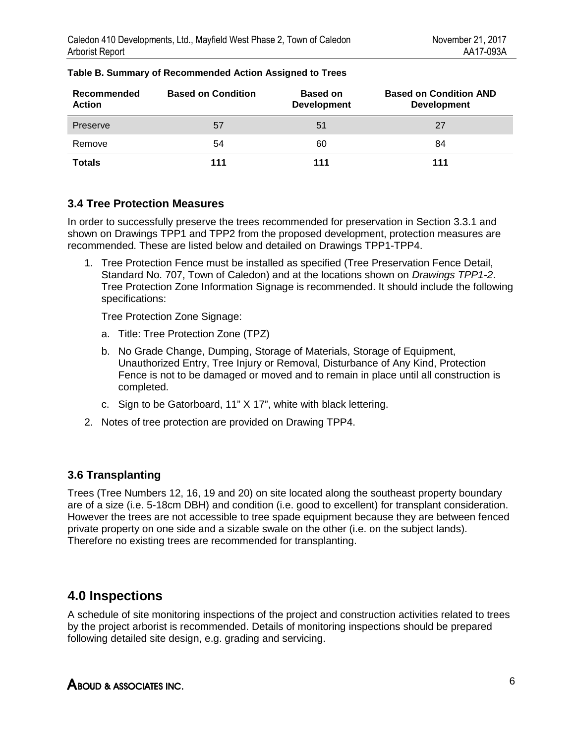**Table B. Summary of Recommended Action Assigned to Trees**

| Recommended Action | Based on Condition | Based on Development | Based on Condition AND Development |
|---|---|---|---|
| Preserve | 57 | 51 | 27 |
| Remove | 54 | 60 | 84 |
| **Totals** | **111** | **111** | **111** |

### 3.4 Tree Protection Measures

In order to successfully preserve the trees recommended for preservation in Section 3.3.1 and shown on Drawings TPP1 and TPP2 from the proposed development, protection measures are recommended. These are listed below and detailed on Drawings TPP1-TPP4.

1. Tree Protection Fence must be installed as specified (Tree Preservation Fence Detail, Standard No. 707, Town of Caledon) and at the locations shown on *Drawings TPP1-2*. Tree Protection Zone Information Signage is recommended. It should include the following specifications:

   Tree Protection Zone Signage:

   a. Title: Tree Protection Zone (TPZ)

   b. No Grade Change, Dumping, Storage of Materials, Storage of Equipment, Unauthorized Entry, Tree Injury or Removal, Disturbance of Any Kind, Protection Fence is not to be damaged or moved and to remain in place until all construction is completed.

   c. Sign to be Gatorboard, 11" X 17", white with black lettering.

2. Notes of tree protection are provided on Drawing TPP4.

### 3.6 Transplanting

Trees (Tree Numbers 12, 16, 19 and 20) on site located along the southeast property boundary are of a size (i.e. 5-18cm DBH) and condition (i.e. good to excellent) for transplant consideration. However the trees are not accessible to tree spade equipment because they are between fenced private property on one side and a sizable swale on the other (i.e. on the subject lands). Therefore no existing trees are recommended for transplanting.

## 4.0 Inspections

A schedule of site monitoring inspections of the project and construction activities related to trees by the project arborist is recommended. Details of monitoring inspections should be prepared following detailed site design, e.g. grading and servicing.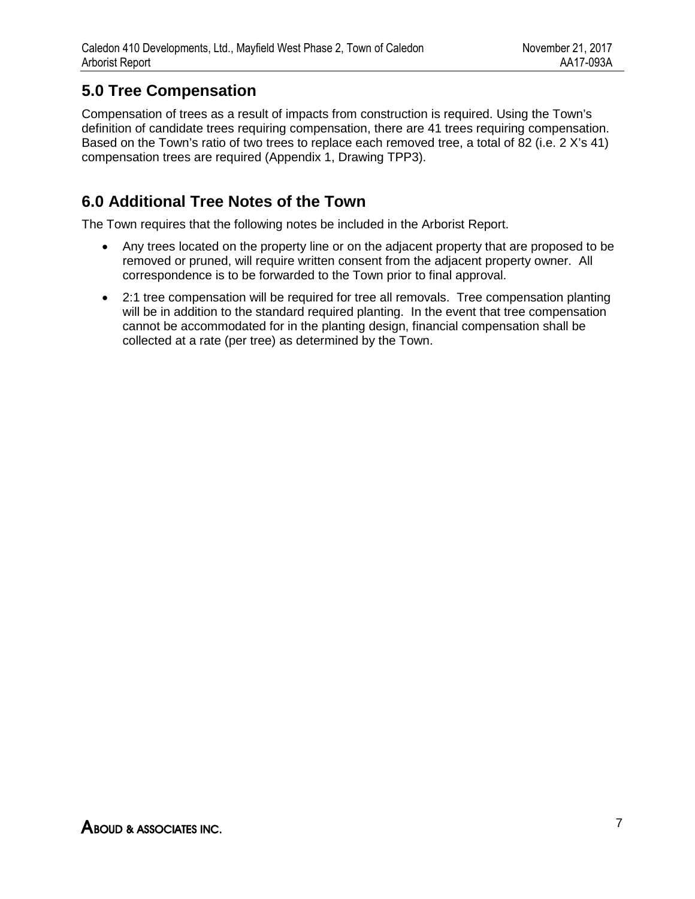## 5.0 Tree Compensation

Compensation of trees as a result of impacts from construction is required. Using the Town's definition of candidate trees requiring compensation, there are 41 trees requiring compensation. Based on the Town's ratio of two trees to replace each removed tree, a total of 82 (i.e. 2 X's 41) compensation trees are required (Appendix 1, Drawing TPP3).

## 6.0 Additional Tree Notes of the Town

The Town requires that the following notes be included in the Arborist Report.

- Any trees located on the property line or on the adjacent property that are proposed to be removed or pruned, will require written consent from the adjacent property owner. All correspondence is to be forwarded to the Town prior to final approval.
- 2:1 tree compensation will be required for tree all removals. Tree compensation planting will be in addition to the standard required planting. In the event that tree compensation cannot be accommodated for in the planting design, financial compensation shall be collected at a rate (per tree) as determined by the Town.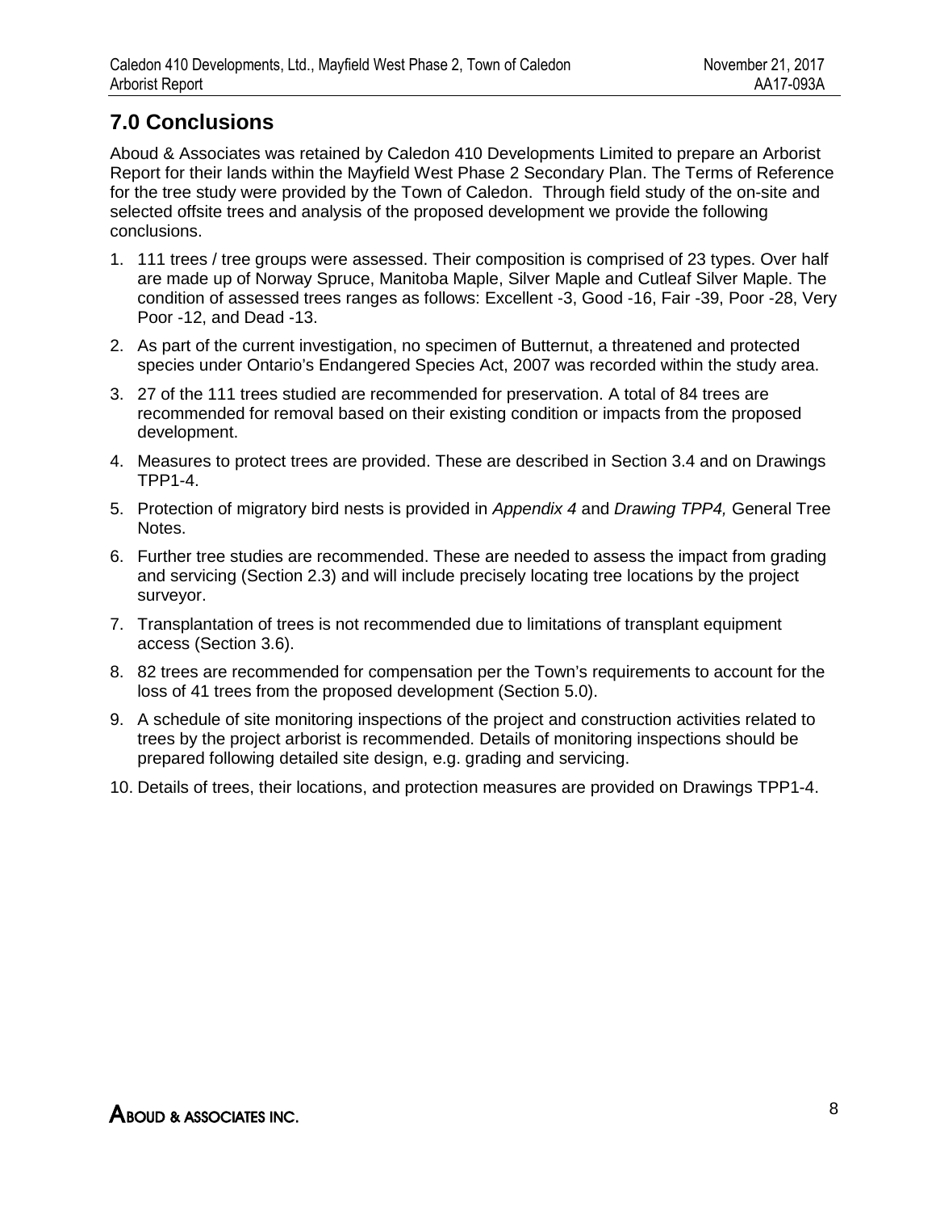## 7.0 Conclusions

Aboud & Associates was retained by Caledon 410 Developments Limited to prepare an Arborist Report for their lands within the Mayfield West Phase 2 Secondary Plan. The Terms of Reference for the tree study were provided by the Town of Caledon. Through field study of the on-site and selected offsite trees and analysis of the proposed development we provide the following conclusions.

1. 111 trees / tree groups were assessed. Their composition is comprised of 23 types. Over half are made up of Norway Spruce, Manitoba Maple, Silver Maple and Cutleaf Silver Maple. The condition of assessed trees ranges as follows: Excellent -3, Good -16, Fair -39, Poor -28, Very Poor -12, and Dead -13.
2. As part of the current investigation, no specimen of Butternut, a threatened and protected species under Ontario's Endangered Species Act, 2007 was recorded within the study area.
3. 27 of the 111 trees studied are recommended for preservation. A total of 84 trees are recommended for removal based on their existing condition or impacts from the proposed development.
4. Measures to protect trees are provided. These are described in Section 3.4 and on Drawings TPP1-4.
5. Protection of migratory bird nests is provided in *Appendix 4* and *Drawing TPP4,* General Tree Notes.
6. Further tree studies are recommended. These are needed to assess the impact from grading and servicing (Section 2.3) and will include precisely locating tree locations by the project surveyor.
7. Transplantation of trees is not recommended due to limitations of transplant equipment access (Section 3.6).
8. 82 trees are recommended for compensation per the Town's requirements to account for the loss of 41 trees from the proposed development (Section 5.0).
9. A schedule of site monitoring inspections of the project and construction activities related to trees by the project arborist is recommended. Details of monitoring inspections should be prepared following detailed site design, e.g. grading and servicing.
10. Details of trees, their locations, and protection measures are provided on Drawings TPP1-4.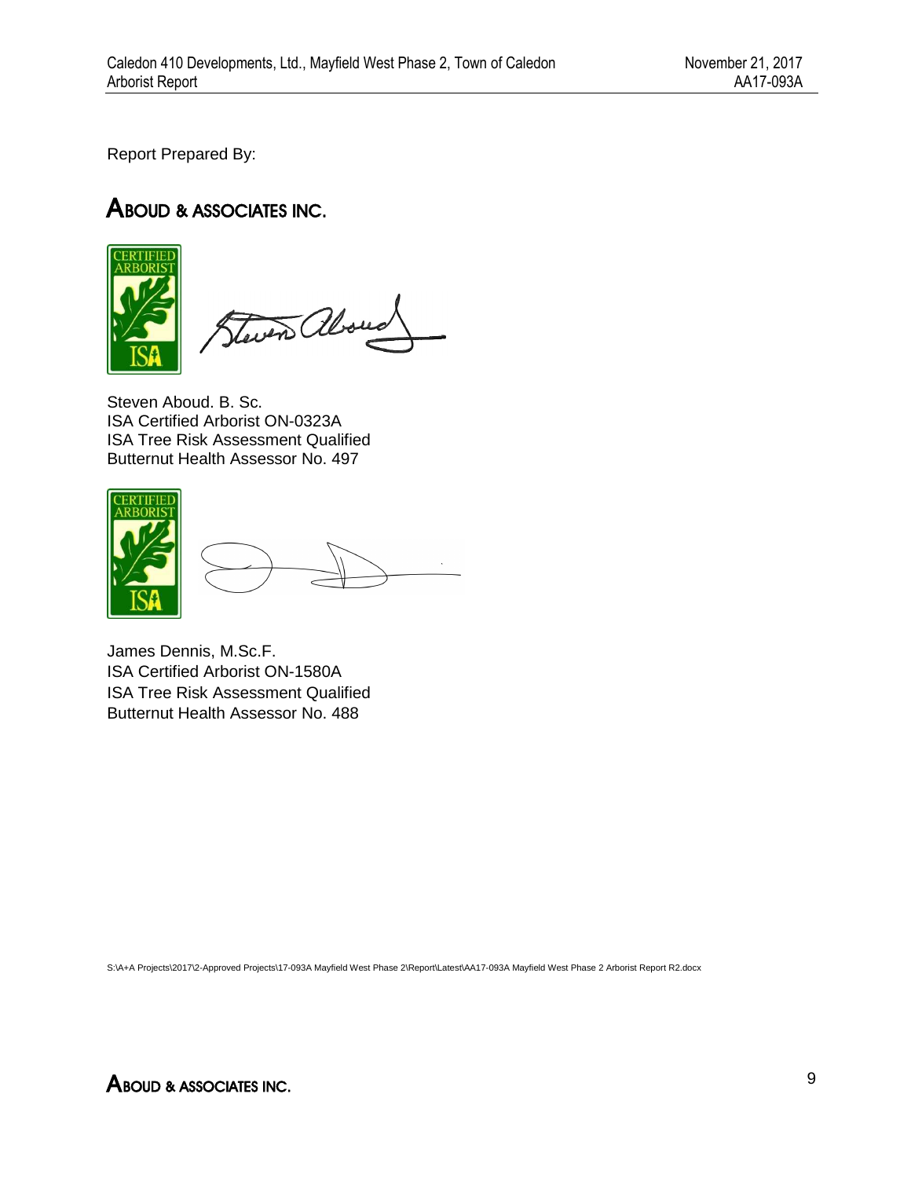Report Prepared By:

**ABOUD & ASSOCIATES INC.**

Steven Aboud. B. Sc.
ISA Certified Arborist ON-0323A
ISA Tree Risk Assessment Qualified
Butternut Health Assessor No. 497

James Dennis, M.Sc.F.
ISA Certified Arborist ON-1580A
ISA Tree Risk Assessment Qualified
Butternut Health Assessor No. 488

S:\A+A Projects\2017\2-Approved Projects\17-093A Mayfield West Phase 2\Report\Latest\AA17-093A Mayfield West Phase 2 Arborist Report R2.docx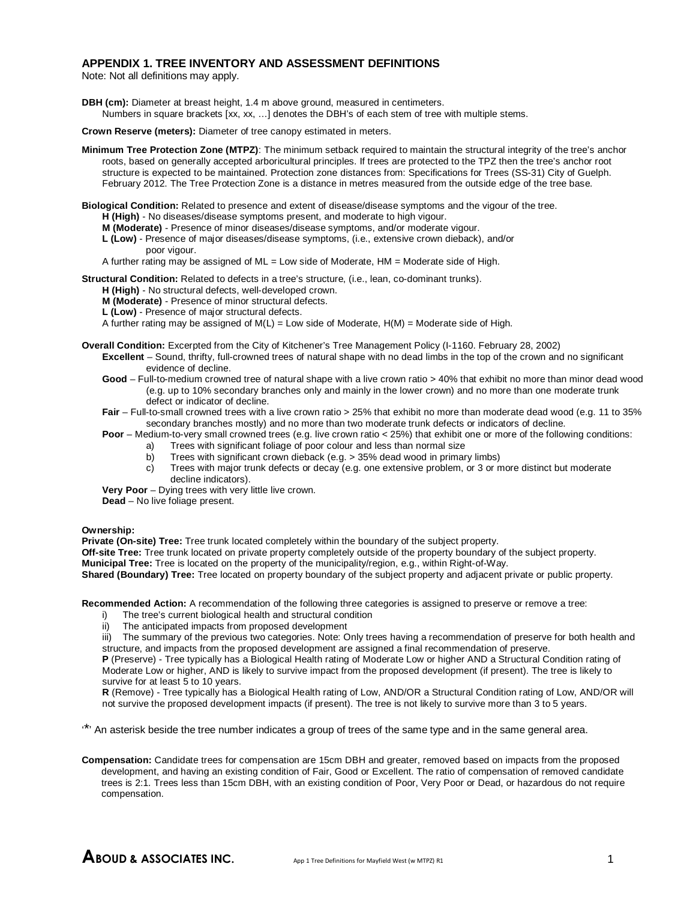## APPENDIX 1. TREE INVENTORY AND ASSESSMENT DEFINITIONS

Note: Not all definitions may apply.

**DBH (cm):** Diameter at breast height, 1.4 m above ground, measured in centimeters.
Numbers in square brackets [xx, xx, …] denotes the DBH's of each stem of tree with multiple stems.

**Crown Reserve (meters):** Diameter of tree canopy estimated in meters.

**Minimum Tree Protection Zone (MTPZ)**: The minimum setback required to maintain the structural integrity of the tree's anchor roots, based on generally accepted arboricultural principles. If trees are protected to the TPZ then the tree's anchor root structure is expected to be maintained. Protection zone distances from: Specifications for Trees (SS-31) City of Guelph. February 2012. The Tree Protection Zone is a distance in metres measured from the outside edge of the tree base.

**Biological Condition:** Related to presence and extent of disease/disease symptoms and the vigour of the tree.
- **H (High)** - No diseases/disease symptoms present, and moderate to high vigour.
- **M (Moderate)** - Presence of minor diseases/disease symptoms, and/or moderate vigour.
- **L (Low)** - Presence of major diseases/disease symptoms, (i.e., extensive crown dieback), and/or poor vigour.

A further rating may be assigned of ML = Low side of Moderate, HM = Moderate side of High.

**Structural Condition:** Related to defects in a tree's structure, (i.e., lean, co-dominant trunks).
- **H (High)** - No structural defects, well-developed crown.
- **M (Moderate)** - Presence of minor structural defects.
- **L (Low)** - Presence of major structural defects.

A further rating may be assigned of M(L) = Low side of Moderate, H(M) = Moderate side of High.

**Overall Condition:** Excerpted from the City of Kitchener's Tree Management Policy (I-1160. February 28, 2002)
- **Excellent** – Sound, thrifty, full-crowned trees of natural shape with no dead limbs in the top of the crown and no significant evidence of decline.
- **Good** – Full-to-medium crowned tree of natural shape with a live crown ratio > 40% that exhibit no more than minor dead wood (e.g. up to 10% secondary branches only and mainly in the lower crown) and no more than one moderate trunk defect or indicator of decline.
- **Fair** – Full-to-small crowned trees with a live crown ratio > 25% that exhibit no more than moderate dead wood (e.g. 11 to 35% secondary branches mostly) and no more than two moderate trunk defects or indicators of decline.
- **Poor** – Medium-to-very small crowned trees (e.g. live crown ratio < 25%) that exhibit one or more of the following conditions:
  - a) Trees with significant foliage of poor colour and less than normal size
  - b) Trees with significant crown dieback (e.g. > 35% dead wood in primary limbs)
  - c) Trees with major trunk defects or decay (e.g. one extensive problem, or 3 or more distinct but moderate decline indicators).
- **Very Poor** – Dying trees with very little live crown.
- **Dead** – No live foliage present.

**Ownership:**
**Private (On-site) Tree:** Tree trunk located completely within the boundary of the subject property.
**Off-site Tree:** Tree trunk located on private property completely outside of the property boundary of the subject property.
**Municipal Tree:** Tree is located on the property of the municipality/region, e.g., within Right-of-Way.
**Shared (Boundary) Tree:** Tree located on property boundary of the subject property and adjacent private or public property.

**Recommended Action:** A recommendation of the following three categories is assigned to preserve or remove a tree:
- i) The tree's current biological health and structural condition
- ii) The anticipated impacts from proposed development
- iii) The summary of the previous two categories. Note: Only trees having a recommendation of preserve for both health and structure, and impacts from the proposed development are assigned a final recommendation of preserve.

**P** (Preserve) - Tree typically has a Biological Health rating of Moderate Low or higher AND a Structural Condition rating of Moderate Low or higher, AND is likely to survive impact from the proposed development (if present). The tree is likely to survive for at least 5 to 10 years.
**R** (Remove) - Tree typically has a Biological Health rating of Low, AND/OR a Structural Condition rating of Low, AND/OR will not survive the proposed development impacts (if present). The tree is not likely to survive more than 3 to 5 years.

'*' An asterisk beside the tree number indicates a group of trees of the same type and in the same general area.

**Compensation:** Candidate trees for compensation are 15cm DBH and greater, removed based on impacts from the proposed development, and having an existing condition of Fair, Good or Excellent. The ratio of compensation of removed candidate trees is 2:1. Trees less than 15cm DBH, with an existing condition of Poor, Very Poor or Dead, or hazardous do not require compensation.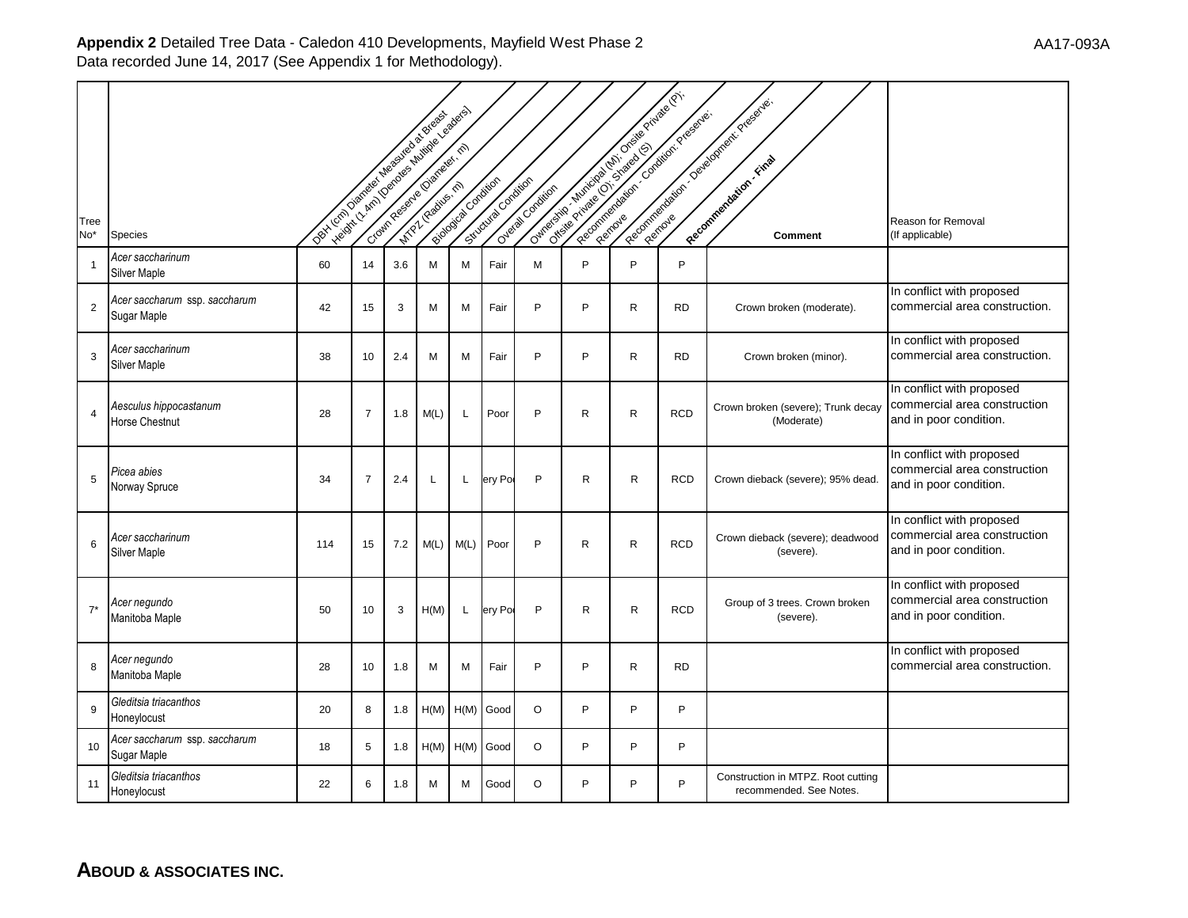**Appendix 2** Detailed Tree Data - Caledon 410 Developments, Mayfield West Phase 2
Data recorded June 14, 2017 (See Appendix 1 for Methodology).

AA17-093A

| Tree No* | Species | DBH (cm) Diameter Measured at Breast Height (1.4m) [Denotes Multiple Leaders] | Crown Reserve (Diameter, m) | MTPZ (Radius, m) | Biological Condition | Structural Condition | Overall Condition | Ownership - Municipal (M); Onsite Private (P); Offsite Private (O); Shared (S) | Recommendation - Condition: Preserve; Remove | Recommendation - Development: Preserve; Remove | **Recommendation - Final** | Comment | Reason for Removal (If applicable) |
|---|---|---|---|---|---|---|---|---|---|---|---|---|---|
| 1 | *Acer saccharinum* Silver Maple | 60 | 14 | 3.6 | M | M | Fair | M | P | P | P | | |
| 2 | *Acer saccharum* ssp. *saccharum* Sugar Maple | 42 | 15 | 3 | M | M | Fair | P | P | R | RD | Crown broken (moderate). | In conflict with proposed commercial area construction. |
| 3 | *Acer saccharinum* Silver Maple | 38 | 10 | 2.4 | M | M | Fair | P | P | R | RD | Crown broken (minor). | In conflict with proposed commercial area construction. |
| 4 | *Aesculus hippocastanum* Horse Chestnut | 28 | 7 | 1.8 | M(L) | L | Poor | P | R | R | RCD | Crown broken (severe); Trunk decay (Moderate) | In conflict with proposed commercial area construction and in poor condition. |
| 5 | *Picea abies* Norway Spruce | 34 | 7 | 2.4 | L | L | ery Po | P | R | R | RCD | Crown dieback (severe); 95% dead. | In conflict with proposed commercial area construction and in poor condition. |
| 6 | *Acer saccharinum* Silver Maple | 114 | 15 | 7.2 | M(L) | M(L) | Poor | P | R | R | RCD | Crown dieback (severe); deadwood (severe). | In conflict with proposed commercial area construction and in poor condition. |
| 7* | *Acer negundo* Manitoba Maple | 50 | 10 | 3 | H(M) | L | ery Po | P | R | R | RCD | Group of 3 trees. Crown broken (severe). | In conflict with proposed commercial area construction and in poor condition. |
| 8 | *Acer negundo* Manitoba Maple | 28 | 10 | 1.8 | M | M | Fair | P | P | R | RD | | In conflict with proposed commercial area construction. |
| 9 | *Gleditsia triacanthos* Honeylocust | 20 | 8 | 1.8 | H(M) | H(M) | Good | O | P | P | P | | |
| 10 | *Acer saccharum* ssp. *saccharum* Sugar Maple | 18 | 5 | 1.8 | H(M) | H(M) | Good | O | P | P | P | | |
| 11 | *Gleditsia triacanthos* Honeylocust | 22 | 6 | 1.8 | M | M | Good | O | P | P | P | Construction in MTPZ. Root cutting recommended. See Notes. | |

**ABOUD & ASSOCIATES INC.**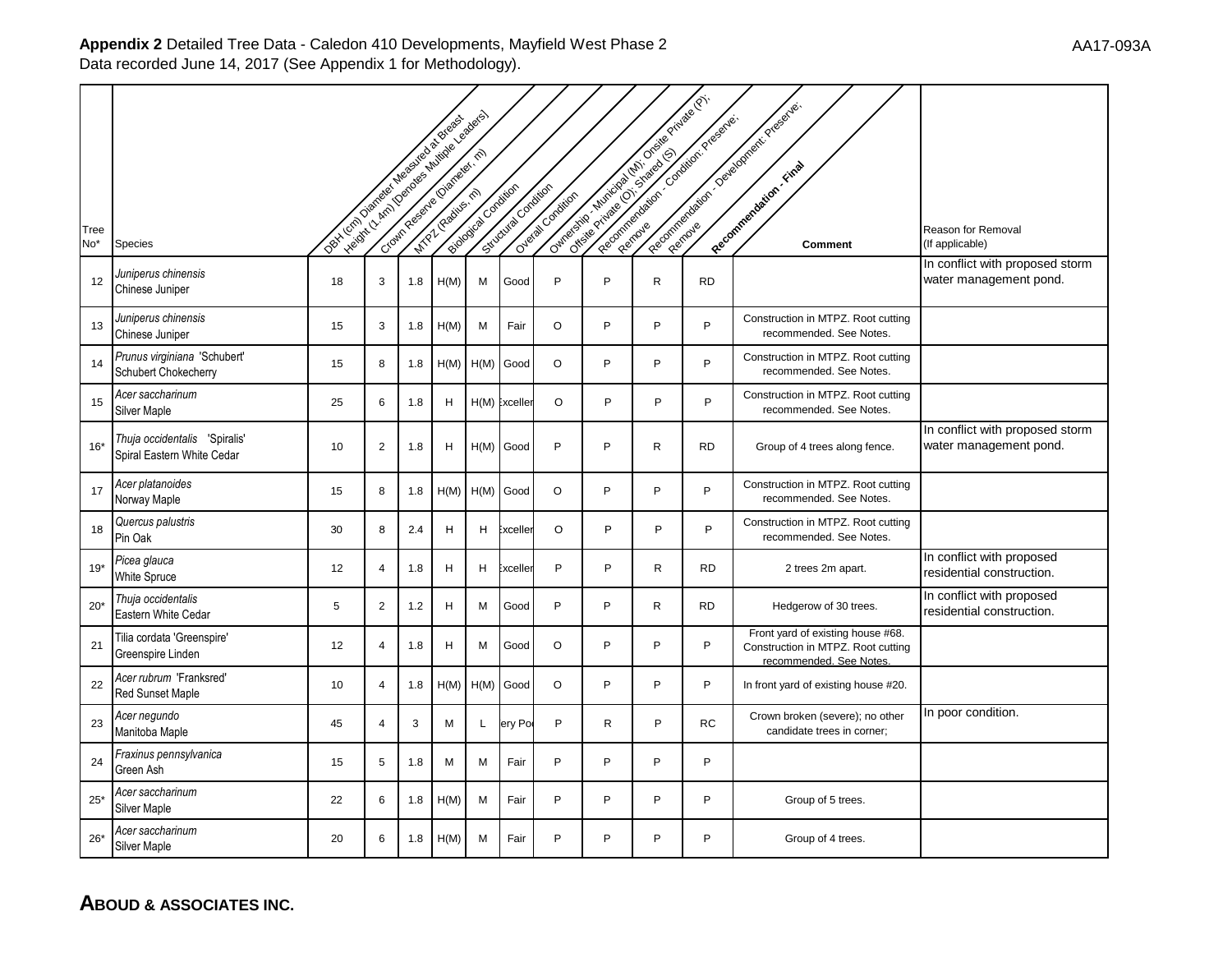**Appendix 2** Detailed Tree Data - Caledon 410 Developments, Mayfield West Phase 2
Data recorded June 14, 2017 (See Appendix 1 for Methodology).

AA17-093A

| Tree No* | Species | DBH (cm) Diameter Measured at Breast Height (1.4m) [Denotes Multiple Leaders] | Crown Reserve (Diameter, m) | MTPZ (Radius, m) | Biological Condition | Structural Condition | Overall Condition | Ownership - Municipal (M); Onsite Private (P); Offsite Private (O); Shared (S) | Recommendation - Condition: Preserve; Remove | Recommendation - Development: Preserve; Remove | Recommendation - Final | Comment | Reason for Removal (If applicable) |
|---|---|---|---|---|---|---|---|---|---|---|---|---|---|
| 12 | *Juniperus chinensis* Chinese Juniper | 18 | 3 | 1.8 | H(M) | M | Good | P | P | R | RD | | In conflict with proposed storm water management pond. |
| 13 | *Juniperus chinensis* Chinese Juniper | 15 | 3 | 1.8 | H(M) | M | Fair | O | P | P | P | Construction in MTPZ. Root cutting recommended. See Notes. | |
| 14 | *Prunus virginiana* 'Schubert' Schubert Chokecherry | 15 | 8 | 1.8 | H(M) | H(M) | Good | O | P | P | P | Construction in MTPZ. Root cutting recommended. See Notes. | |
| 15 | *Acer saccharinum* Silver Maple | 25 | 6 | 1.8 | H | H(M) | Excellent | O | P | P | P | Construction in MTPZ. Root cutting recommended. See Notes. | |
| 16* | *Thuja occidentalis* 'Spiralis' Spiral Eastern White Cedar | 10 | 2 | 1.8 | H | H(M) | Good | P | P | R | RD | Group of 4 trees along fence. | In conflict with proposed storm water management pond. |
| 17 | *Acer platanoides* Norway Maple | 15 | 8 | 1.8 | H(M) | H(M) | Good | O | P | P | P | Construction in MTPZ. Root cutting recommended. See Notes. | |
| 18 | *Quercus palustris* Pin Oak | 30 | 8 | 2.4 | H | H | Excellent | O | P | P | P | Construction in MTPZ. Root cutting recommended. See Notes. | |
| 19* | *Picea glauca* White Spruce | 12 | 4 | 1.8 | H | H | Excellent | P | P | R | RD | 2 trees 2m apart. | In conflict with proposed residential construction. |
| 20* | *Thuja occidentalis* Eastern White Cedar | 5 | 2 | 1.2 | H | M | Good | P | P | R | RD | Hedgerow of 30 trees. | In conflict with proposed residential construction. |
| 21 | Tilia cordata 'Greenspire' Greenspire Linden | 12 | 4 | 1.8 | H | M | Good | O | P | P | P | Front yard of existing house #68. Construction in MTPZ. Root cutting recommended. See Notes. | |
| 22 | *Acer rubrum* 'Franksred' Red Sunset Maple | 10 | 4 | 1.8 | H(M) | H(M) | Good | O | P | P | P | In front yard of existing house #20. | |
| 23 | *Acer negundo* Manitoba Maple | 45 | 4 | 3 | M | L | Very Poor | P | R | P | RC | Crown broken (severe); no other candidate trees in corner; | In poor condition. |
| 24 | *Fraxinus pennsylvanica* Green Ash | 15 | 5 | 1.8 | M | M | Fair | P | P | P | P | | |
| 25* | *Acer saccharinum* Silver Maple | 22 | 6 | 1.8 | H(M) | M | Fair | P | P | P | P | Group of 5 trees. | |
| 26* | *Acer saccharinum* Silver Maple | 20 | 6 | 1.8 | H(M) | M | Fair | P | P | P | P | Group of 4 trees. | |

**ABOUD & ASSOCIATES INC.**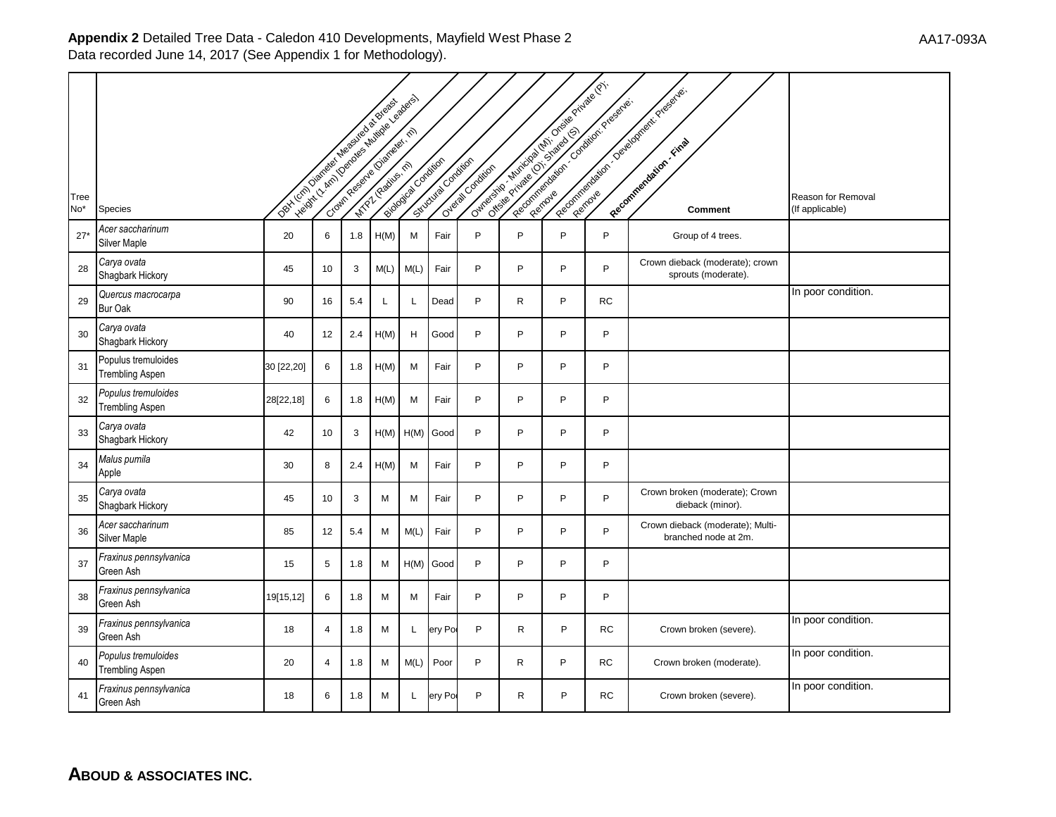**Appendix 2** Detailed Tree Data - Caledon 410 Developments, Mayfield West Phase 2
Data recorded June 14, 2017 (See Appendix 1 for Methodology).

| Tree No* | Species | DBH (cm) Diameter Measured at Breast Height (1.4m) [Denotes Multiple Leaders] | Crown Reserve (Diameter, m) | MTPZ (Radius, m) | Biological Condition | Structural Condition | Overall Condition | Ownership - Municipal (M); Onsite Private (P); Offsite Private (O); Shared (S) | Recommendation - Condition: Preserve; Remove | Recommendation - Development: Preserve; Remove | Recommendation - Final | Comment | Reason for Removal (If applicable) |
|---|---|---|---|---|---|---|---|---|---|---|---|---|---|
| 27* | *Acer saccharinum* Silver Maple | 20 | 6 | 1.8 | H(M) | M | Fair | P | P | P | P | Group of 4 trees. | |
| 28 | *Carya ovata* Shagbark Hickory | 45 | 10 | 3 | M(L) | M(L) | Fair | P | P | P | P | Crown dieback (moderate); crown sprouts (moderate). | |
| 29 | *Quercus macrocarpa* Bur Oak | 90 | 16 | 5.4 | L | L | Dead | P | R | P | RC | | In poor condition. |
| 30 | *Carya ovata* Shagbark Hickory | 40 | 12 | 2.4 | H(M) | H | Good | P | P | P | P | | |
| 31 | Populus tremuloides Trembling Aspen | 30 [22,20] | 6 | 1.8 | H(M) | M | Fair | P | P | P | P | | |
| 32 | *Populus tremuloides* Trembling Aspen | 28[22,18] | 6 | 1.8 | H(M) | M | Fair | P | P | P | P | | |
| 33 | *Carya ovata* Shagbark Hickory | 42 | 10 | 3 | H(M) | H(M) | Good | P | P | P | P | | |
| 34 | *Malus pumila* Apple | 30 | 8 | 2.4 | H(M) | M | Fair | P | P | P | P | | |
| 35 | *Carya ovata* Shagbark Hickory | 45 | 10 | 3 | M | M | Fair | P | P | P | P | Crown broken (moderate); Crown dieback (minor). | |
| 36 | *Acer saccharinum* Silver Maple | 85 | 12 | 5.4 | M | M(L) | Fair | P | P | P | P | Crown dieback (moderate); Multi-branched node at 2m. | |
| 37 | *Fraxinus pennsylvanica* Green Ash | 15 | 5 | 1.8 | M | H(M) | Good | P | P | P | P | | |
| 38 | *Fraxinus pennsylvanica* Green Ash | 19[15,12] | 6 | 1.8 | M | M | Fair | P | P | P | P | | |
| 39 | *Fraxinus pennsylvanica* Green Ash | 18 | 4 | 1.8 | M | L | ery Po | P | R | P | RC | Crown broken (severe). | In poor condition. |
| 40 | *Populus tremuloides* Trembling Aspen | 20 | 4 | 1.8 | M | M(L) | Poor | P | R | P | RC | Crown broken (moderate). | In poor condition. |
| 41 | *Fraxinus pennsylvanica* Green Ash | 18 | 6 | 1.8 | M | L | ery Po | P | R | P | RC | Crown broken (severe). | In poor condition. |

**ABOUD & ASSOCIATES INC.**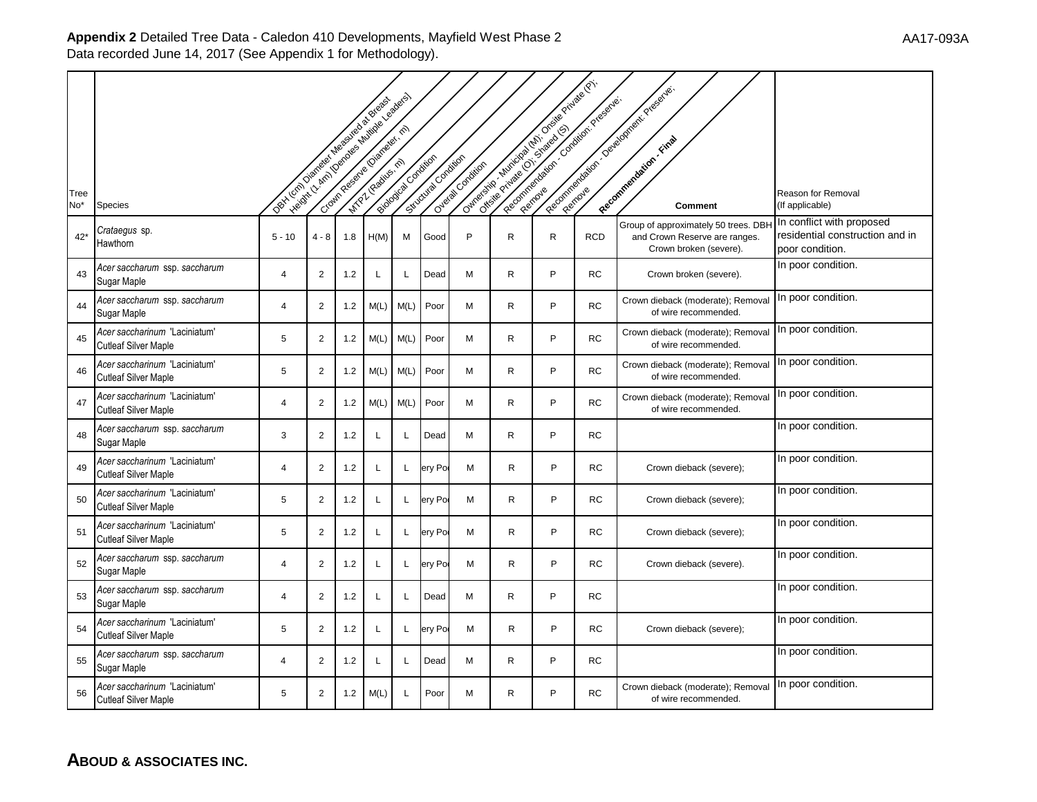**Appendix 2** Detailed Tree Data - Caledon 410 Developments, Mayfield West Phase 2
Data recorded June 14, 2017 (See Appendix 1 for Methodology).

AA17-093A

| Tree No* | Species | DBH (cm) Diameter Measured at Breast Height (1.4m) [Denotes Multiple Leaders] | Crown Reserve (Diameter, m) | MTPZ (Radius, m) | Biological Condition | Structural Condition | Overall Condition | Ownership - Municipal (M); Onsite Private (P); Offsite Private (O); Shared (S) | Recommendation - Condition: Preserve; Remove | Recommendation - Development: Preserve; Remove | Recommendation - Final | Comment | Reason for Removal (If applicable) |
|---|---|---|---|---|---|---|---|---|---|---|---|---|---|
| 42* | *Crataegus* sp. Hawthorn | 5 - 10 | 4 - 8 | 1.8 | H(M) | M | Good | P | R | R | RCD | Group of approximately 50 trees. DBH and Crown Reserve are ranges. Crown broken (severe). | In conflict with proposed residential construction and in poor condition. |
| 43 | *Acer saccharum* ssp. *saccharum* Sugar Maple | 4 | 2 | 1.2 | L | L | Dead | M | R | P | RC | Crown broken (severe). | In poor condition. |
| 44 | *Acer saccharum* ssp. *saccharum* Sugar Maple | 4 | 2 | 1.2 | M(L) | M(L) | Poor | M | R | P | RC | Crown dieback (moderate); Removal of wire recommended. | In poor condition. |
| 45 | *Acer saccharinum* 'Laciniatum' Cutleaf Silver Maple | 5 | 2 | 1.2 | M(L) | M(L) | Poor | M | R | P | RC | Crown dieback (moderate); Removal of wire recommended. | In poor condition. |
| 46 | *Acer saccharinum* 'Laciniatum' Cutleaf Silver Maple | 5 | 2 | 1.2 | M(L) | M(L) | Poor | M | R | P | RC | Crown dieback (moderate); Removal of wire recommended. | In poor condition. |
| 47 | *Acer saccharinum* 'Laciniatum' Cutleaf Silver Maple | 4 | 2 | 1.2 | M(L) | M(L) | Poor | M | R | P | RC | Crown dieback (moderate); Removal of wire recommended. | In poor condition. |
| 48 | *Acer saccharum* ssp. *saccharum* Sugar Maple | 3 | 2 | 1.2 | L | L | Dead | M | R | P | RC | | In poor condition. |
| 49 | *Acer saccharinum* 'Laciniatum' Cutleaf Silver Maple | 4 | 2 | 1.2 | L | L | ery Po | M | R | P | RC | Crown dieback (severe); | In poor condition. |
| 50 | *Acer saccharinum* 'Laciniatum' Cutleaf Silver Maple | 5 | 2 | 1.2 | L | L | ery Po | M | R | P | RC | Crown dieback (severe); | In poor condition. |
| 51 | *Acer saccharinum* 'Laciniatum' Cutleaf Silver Maple | 5 | 2 | 1.2 | L | L | ery Po | M | R | P | RC | Crown dieback (severe); | In poor condition. |
| 52 | *Acer saccharum* ssp. *saccharum* Sugar Maple | 4 | 2 | 1.2 | L | L | ery Po | M | R | P | RC | Crown dieback (severe). | In poor condition. |
| 53 | *Acer saccharum* ssp. *saccharum* Sugar Maple | 4 | 2 | 1.2 | L | L | Dead | M | R | P | RC | | In poor condition. |
| 54 | *Acer saccharinum* 'Laciniatum' Cutleaf Silver Maple | 5 | 2 | 1.2 | L | L | ery Po | M | R | P | RC | Crown dieback (severe); | In poor condition. |
| 55 | *Acer saccharum* ssp. *saccharum* Sugar Maple | 4 | 2 | 1.2 | L | L | Dead | M | R | P | RC | | In poor condition. |
| 56 | *Acer saccharinum* 'Laciniatum' Cutleaf Silver Maple | 5 | 2 | 1.2 | M(L) | L | Poor | M | R | P | RC | Crown dieback (moderate); Removal of wire recommended. | In poor condition. |

**ABOUD & ASSOCIATES INC.**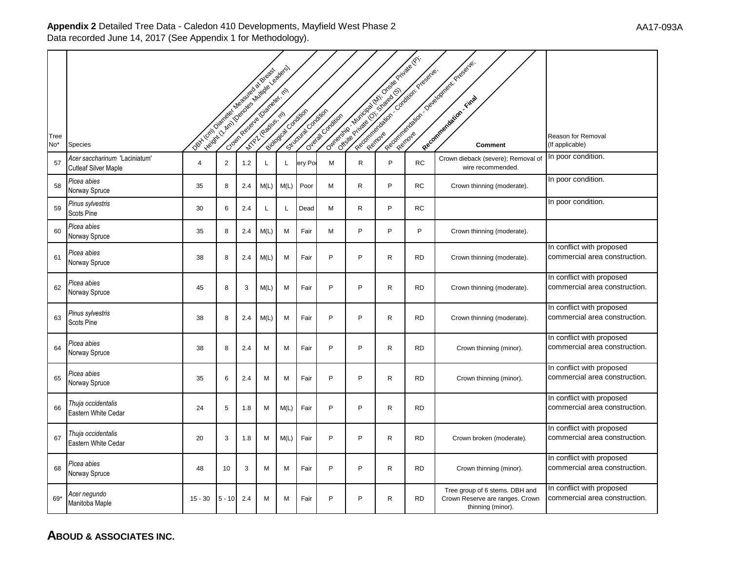**Appendix 2** Detailed Tree Data - Caledon 410 Developments, Mayfield West Phase 2

Data recorded June 14, 2017 (See Appendix 1 for Methodology).

AA17-093A

| Tree No* | Species | DBH (cm) Diameter Measured at Breast Height (1.4m) [Denotes Multiple Leaders] | Crown Reserve (Diameter, m) | MTPZ (Radius, m) | Biological Condition | Structural Condition | Overall Condition | Ownership - Municipal (M); Onsite Private (P); Offsite Private (O); Shared (S) | Recommendation - Condition: Preserve; Remove | Recommendation - Development: Preserve; Remove | Recommendation - Final | Comment | Reason for Removal (If applicable) |
|---|---|---|---|---|---|---|---|---|---|---|---|---|---|
| 57 | *Acer saccharinum 'Laciniatum'* Cutleaf Silver Maple | 4 | 2 | 1.2 | L | L | ery Po | M | R | P | RC | Crown dieback (severe); Removal of wire recommended. | In poor condition. |
| 58 | *Picea abies* Norway Spruce | 35 | 8 | 2.4 | M(L) | M(L) | Poor | M | R | P | RC | Crown thinning (moderate). | In poor condition. |
| 59 | *Pinus sylvestris* Scots Pine | 30 | 6 | 2.4 | L | L | Dead | M | R | P | RC | | In poor condition. |
| 60 | *Picea abies* Norway Spruce | 35 | 8 | 2.4 | M(L) | M | Fair | M | P | P | P | Crown thinning (moderate). | |
| 61 | *Picea abies* Norway Spruce | 38 | 8 | 2.4 | M(L) | M | Fair | P | P | R | RD | Crown thinning (moderate). | In conflict with proposed commercial area construction. |
| 62 | *Picea abies* Norway Spruce | 45 | 8 | 3 | M(L) | M | Fair | P | P | R | RD | Crown thinning (moderate). | In conflict with proposed commercial area construction. |
| 63 | *Pinus sylvestris* Scots Pine | 38 | 8 | 2.4 | M(L) | M | Fair | P | P | R | RD | Crown thinning (moderate). | In conflict with proposed commercial area construction. |
| 64 | *Picea abies* Norway Spruce | 38 | 8 | 2.4 | M | M | Fair | P | P | R | RD | Crown thinning (minor). | In conflict with proposed commercial area construction. |
| 65 | *Picea abies* Norway Spruce | 35 | 6 | 2.4 | M | M | Fair | P | P | R | RD | Crown thinning (minor). | In conflict with proposed commercial area construction. |
| 66 | *Thuja occidentalis* Eastern White Cedar | 24 | 5 | 1.8 | M | M(L) | Fair | P | P | R | RD | | In conflict with proposed commercial area construction. |
| 67 | *Thuja occidentalis* Eastern White Cedar | 20 | 3 | 1.8 | M | M(L) | Fair | P | P | R | RD | Crown broken (moderate). | In conflict with proposed commercial area construction. |
| 68 | *Picea abies* Norway Spruce | 48 | 10 | 3 | M | M | Fair | P | P | R | RD | Crown thinning (minor). | In conflict with proposed commercial area construction. |
| 69* | *Acer negundo* Manitoba Maple | 15 - 30 | 5 - 10 | 2.4 | M | M | Fair | P | P | R | RD | Tree group of 6 stems. DBH and Crown Reserve are ranges. Crown thinning (minor). | In conflict with proposed commercial area construction. |

**ABOUD & ASSOCIATES INC.**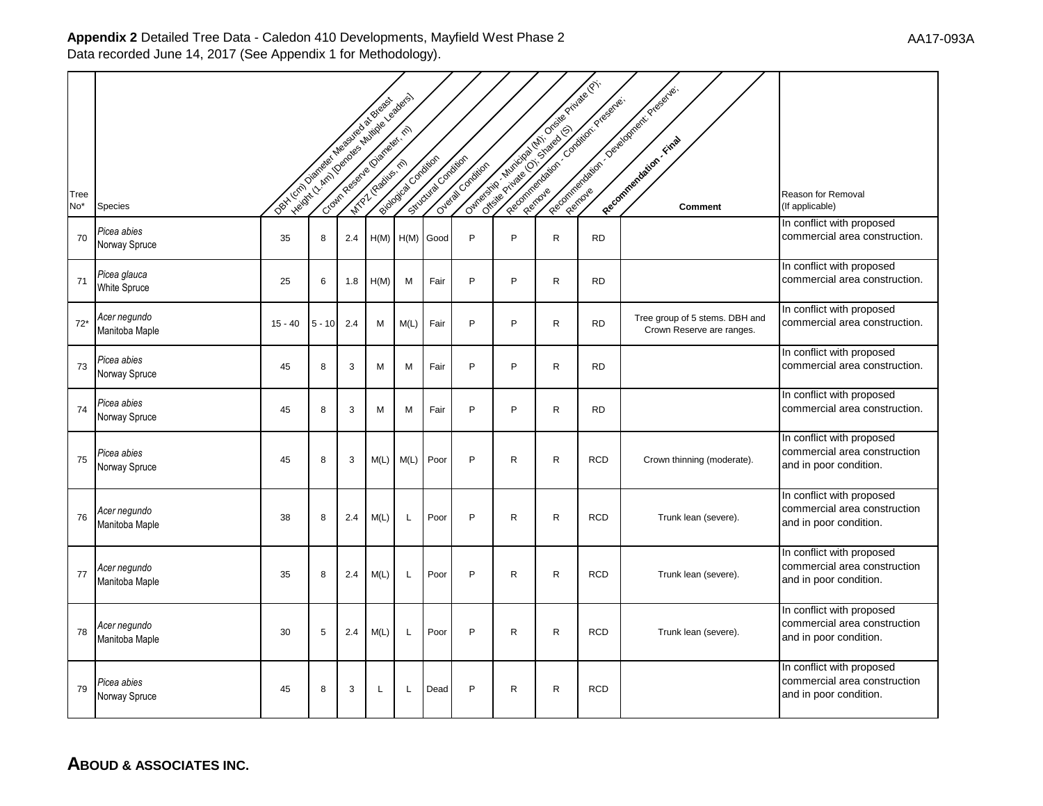**Appendix 2** Detailed Tree Data - Caledon 410 Developments, Mayfield West Phase 2
Data recorded June 14, 2017 (See Appendix 1 for Methodology).

AA17-093A

| Tree No* | Species | DBH (cm) Diameter Measured at Breast Height (1.4m) [Denotes Multiple Leaders] | Crown Reserve (Diameter, m) | MTPZ (Radius, m) | Biological Condition | Structural Condition | Overall Condition | Ownership - Municipal (M); Onsite Private (P); Offsite Private (O); Shared (S) | Recommendation - Condition: Preserve; Remove | Recommendation - Development: Preserve; Remove | **Recommendation - Final** | Comment | Reason for Removal (If applicable) |
|---|---|---|---|---|---|---|---|---|---|---|---|---|---|
| 70 | *Picea abies* Norway Spruce | 35 | 8 | 2.4 | H(M) | H(M) | Good | P | P | R | RD | | In conflict with proposed commercial area construction. |
| 71 | *Picea glauca* White Spruce | 25 | 6 | 1.8 | H(M) | M | Fair | P | P | R | RD | | In conflict with proposed commercial area construction. |
| 72* | *Acer negundo* Manitoba Maple | 15 - 40 | 5 - 10 | 2.4 | M | M(L) | Fair | P | P | R | RD | Tree group of 5 stems. DBH and Crown Reserve are ranges. | In conflict with proposed commercial area construction. |
| 73 | *Picea abies* Norway Spruce | 45 | 8 | 3 | M | M | Fair | P | P | R | RD | | In conflict with proposed commercial area construction. |
| 74 | *Picea abies* Norway Spruce | 45 | 8 | 3 | M | M | Fair | P | P | R | RD | | In conflict with proposed commercial area construction. |
| 75 | *Picea abies* Norway Spruce | 45 | 8 | 3 | M(L) | M(L) | Poor | P | R | R | RCD | Crown thinning (moderate). | In conflict with proposed commercial area construction and in poor condition. |
| 76 | *Acer negundo* Manitoba Maple | 38 | 8 | 2.4 | M(L) | L | Poor | P | R | R | RCD | Trunk lean (severe). | In conflict with proposed commercial area construction and in poor condition. |
| 77 | *Acer negundo* Manitoba Maple | 35 | 8 | 2.4 | M(L) | L | Poor | P | R | R | RCD | Trunk lean (severe). | In conflict with proposed commercial area construction and in poor condition. |
| 78 | *Acer negundo* Manitoba Maple | 30 | 5 | 2.4 | M(L) | L | Poor | P | R | R | RCD | Trunk lean (severe). | In conflict with proposed commercial area construction and in poor condition. |
| 79 | *Picea abies* Norway Spruce | 45 | 8 | 3 | L | L | Dead | P | R | R | RCD | | In conflict with proposed commercial area construction and in poor condition. |

**ABOUD & ASSOCIATES INC.**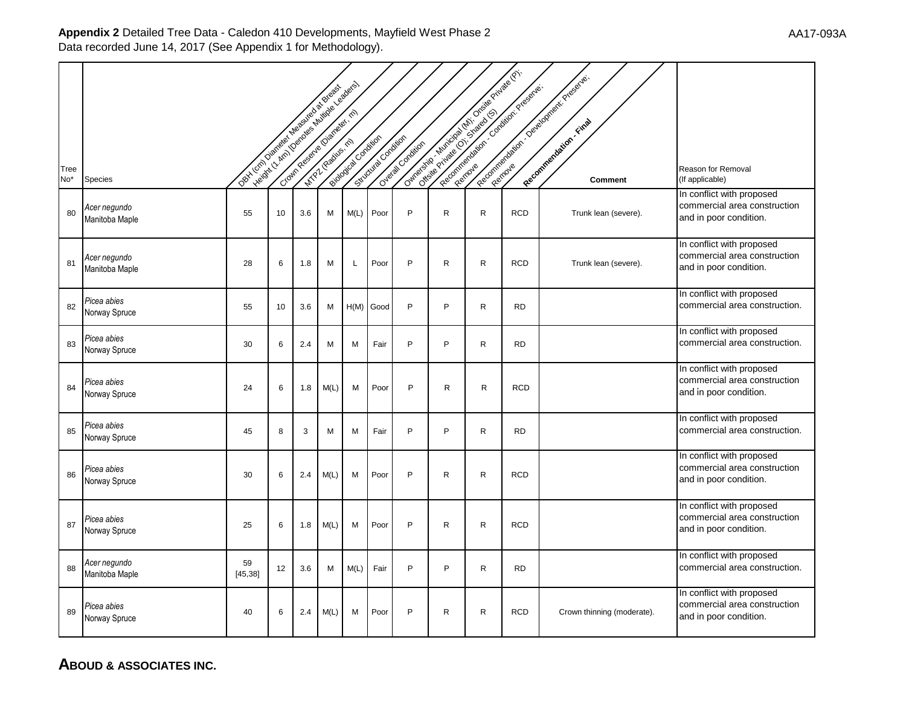**Appendix 2** Detailed Tree Data - Caledon 410 Developments, Mayfield West Phase 2
Data recorded June 14, 2017 (See Appendix 1 for Methodology).

AA17-093A

| Tree No* | Species | DBH (cm) Diameter Measured at Breast Height (1.4m) [Denotes Multiple Leaders] | Crown Reserve (Diameter, m) | MTPZ (Radius, m) | Biological Condition | Structural Condition | Overall Condition | Ownership - Municipal (M); Onsite Private (P); Offsite Private (O); Shared (S) | Recommendation - Condition: Preserve; Remove | Recommendation - Development: Preserve; Remove | Recommendation - Final | Comment | Reason for Removal (If applicable) |
|---|---|---|---|---|---|---|---|---|---|---|---|---|---|
| 80 | *Acer negundo* Manitoba Maple | 55 | 10 | 3.6 | M | M(L) | Poor | P | R | R | RCD | Trunk lean (severe). | In conflict with proposed commercial area construction and in poor condition. |
| 81 | *Acer negundo* Manitoba Maple | 28 | 6 | 1.8 | M | L | Poor | P | R | R | RCD | Trunk lean (severe). | In conflict with proposed commercial area construction and in poor condition. |
| 82 | *Picea abies* Norway Spruce | 55 | 10 | 3.6 | M | H(M) | Good | P | P | R | RD | | In conflict with proposed commercial area construction. |
| 83 | *Picea abies* Norway Spruce | 30 | 6 | 2.4 | M | M | Fair | P | P | R | RD | | In conflict with proposed commercial area construction. |
| 84 | *Picea abies* Norway Spruce | 24 | 6 | 1.8 | M(L) | M | Poor | P | R | R | RCD | | In conflict with proposed commercial area construction and in poor condition. |
| 85 | *Picea abies* Norway Spruce | 45 | 8 | 3 | M | M | Fair | P | P | R | RD | | In conflict with proposed commercial area construction. |
| 86 | *Picea abies* Norway Spruce | 30 | 6 | 2.4 | M(L) | M | Poor | P | R | R | RCD | | In conflict with proposed commercial area construction and in poor condition. |
| 87 | *Picea abies* Norway Spruce | 25 | 6 | 1.8 | M(L) | M | Poor | P | R | R | RCD | | In conflict with proposed commercial area construction and in poor condition. |
| 88 | *Acer negundo* Manitoba Maple | 59 [45,38] | 12 | 3.6 | M | M(L) | Fair | P | P | R | RD | | In conflict with proposed commercial area construction. |
| 89 | *Picea abies* Norway Spruce | 40 | 6 | 2.4 | M(L) | M | Poor | P | R | R | RCD | Crown thinning (moderate). | In conflict with proposed commercial area construction and in poor condition. |

**ABOUD & ASSOCIATES INC.**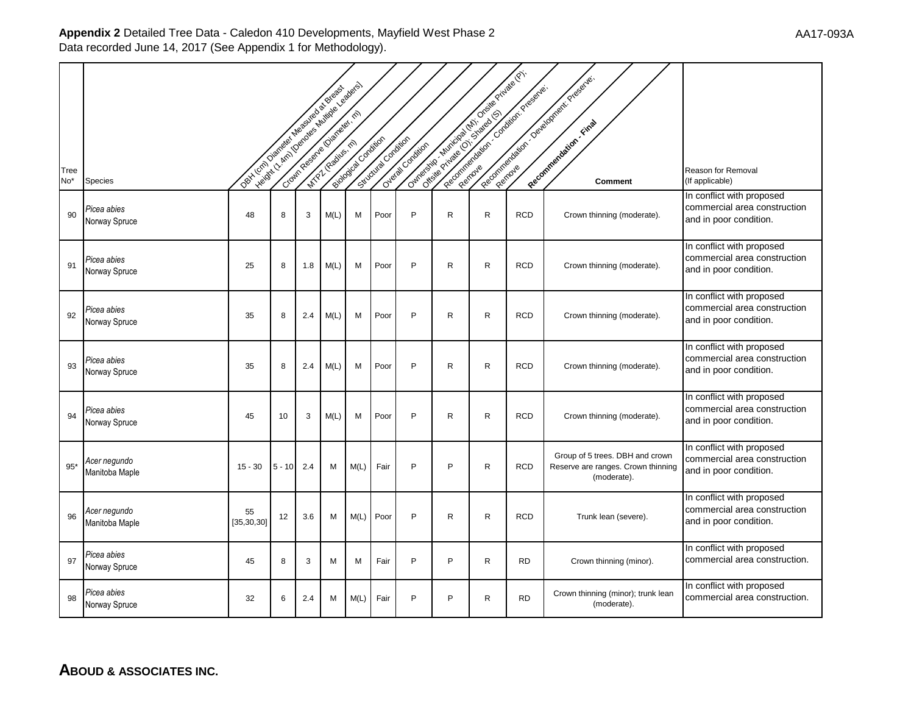**Appendix 2** Detailed Tree Data - Caledon 410 Developments, Mayfield West Phase 2
Data recorded June 14, 2017 (See Appendix 1 for Methodology).

AA17-093A

| Tree No* | Species | DBH (cm) Diameter Measured at Breast Height (1.4m) [Denotes Multiple Leaders] | Crown Reserve (Diameter, m) | MTPZ (Radius, m) | Biological Condition | Structural Condition | Overall Condition | Ownership - Municipal (M); Onsite Private (P); Offsite Private (O); Shared (S) | Recommendation - Condition: Preserve; Remove | Recommendation - Development: Preserve; Remove | Recommendation - Final | Comment | Reason for Removal (If applicable) |
|---|---|---|---|---|---|---|---|---|---|---|---|---|---|
| 90 | *Picea abies* Norway Spruce | 48 | 8 | 3 | M(L) | M | Poor | P | R | R | RCD | Crown thinning (moderate). | In conflict with proposed commercial area construction and in poor condition. |
| 91 | *Picea abies* Norway Spruce | 25 | 8 | 1.8 | M(L) | M | Poor | P | R | R | RCD | Crown thinning (moderate). | In conflict with proposed commercial area construction and in poor condition. |
| 92 | *Picea abies* Norway Spruce | 35 | 8 | 2.4 | M(L) | M | Poor | P | R | R | RCD | Crown thinning (moderate). | In conflict with proposed commercial area construction and in poor condition. |
| 93 | *Picea abies* Norway Spruce | 35 | 8 | 2.4 | M(L) | M | Poor | P | R | R | RCD | Crown thinning (moderate). | In conflict with proposed commercial area construction and in poor condition. |
| 94 | *Picea abies* Norway Spruce | 45 | 10 | 3 | M(L) | M | Poor | P | R | R | RCD | Crown thinning (moderate). | In conflict with proposed commercial area construction and in poor condition. |
| 95* | *Acer negundo* Manitoba Maple | 15 - 30 | 5 - 10 | 2.4 | M | M(L) | Fair | P | P | R | RCD | Group of 5 trees. DBH and crown Reserve are ranges. Crown thinning (moderate). | In conflict with proposed commercial area construction and in poor condition. |
| 96 | *Acer negundo* Manitoba Maple | 55 [35,30,30] | 12 | 3.6 | M | M(L) | Poor | P | R | R | RCD | Trunk lean (severe). | In conflict with proposed commercial area construction and in poor condition. |
| 97 | *Picea abies* Norway Spruce | 45 | 8 | 3 | M | M | Fair | P | P | R | RD | Crown thinning (minor). | In conflict with proposed commercial area construction. |
| 98 | *Picea abies* Norway Spruce | 32 | 6 | 2.4 | M | M(L) | Fair | P | P | R | RD | Crown thinning (minor); trunk lean (moderate). | In conflict with proposed commercial area construction. |

**ABOUD & ASSOCIATES INC.**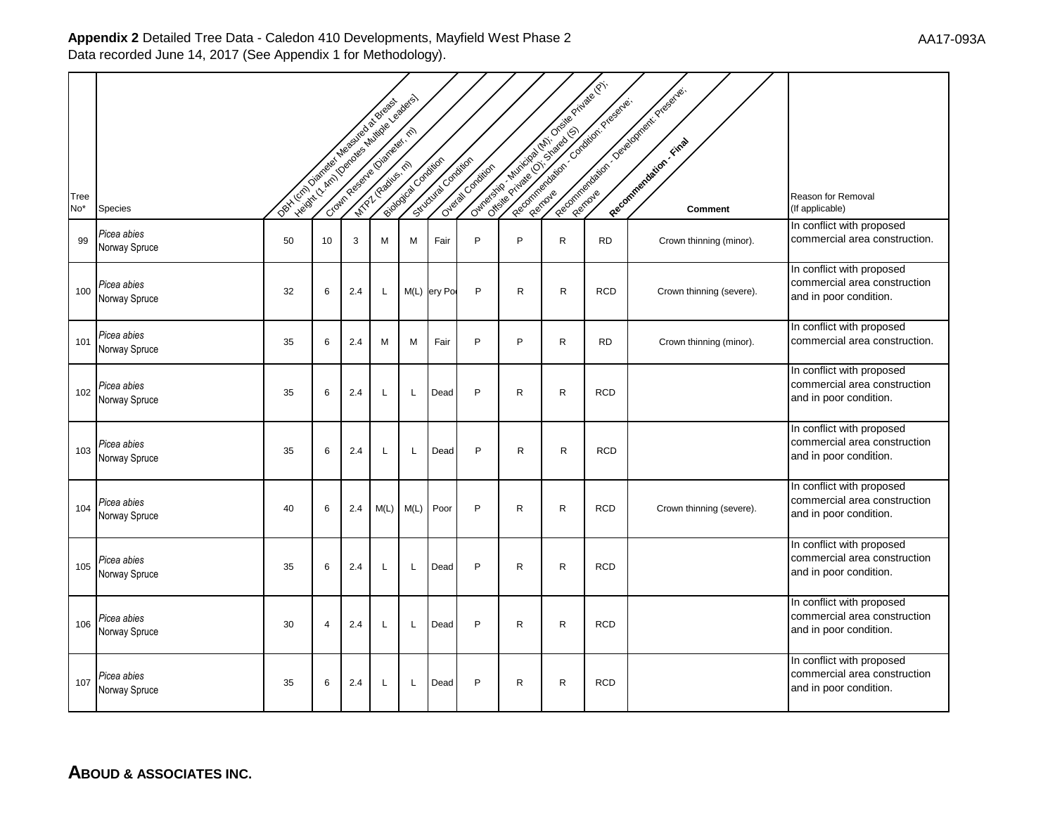**Appendix 2** Detailed Tree Data - Caledon 410 Developments, Mayfield West Phase 2
Data recorded June 14, 2017 (See Appendix 1 for Methodology).

AA17-093A

| Tree No* | Species | DBH (cm) Diameter Measured at Breast Height (1.4m) [Denotes Multiple Leaders] | Crown Reserve (Diameter, m) | MTPZ (Radius, m) | Biological Condition | Structural Condition | Overall Condition | Ownership - Municipal (M); Onsite Private (P); Offsite Private (O); Shared (S) | Recommendation - Condition: Preserve; Remove | Recommendation - Development: Preserve; Remove | **Recommendation - Final** | **Comment** | Reason for Removal (If applicable) |
|---|---|---|---|---|---|---|---|---|---|---|---|---|---|
| 99 | *Picea abies* Norway Spruce | 50 | 10 | 3 | M | M | Fair | P | P | R | RD | Crown thinning (minor). | In conflict with proposed commercial area construction. |
| 100 | *Picea abies* Norway Spruce | 32 | 6 | 2.4 | L | M(L) | ery Po | P | R | R | RCD | Crown thinning (severe). | In conflict with proposed commercial area construction and in poor condition. |
| 101 | *Picea abies* Norway Spruce | 35 | 6 | 2.4 | M | M | Fair | P | P | R | RD | Crown thinning (minor). | In conflict with proposed commercial area construction. |
| 102 | *Picea abies* Norway Spruce | 35 | 6 | 2.4 | L | L | Dead | P | R | R | RCD | | In conflict with proposed commercial area construction and in poor condition. |
| 103 | *Picea abies* Norway Spruce | 35 | 6 | 2.4 | L | L | Dead | P | R | R | RCD | | In conflict with proposed commercial area construction and in poor condition. |
| 104 | *Picea abies* Norway Spruce | 40 | 6 | 2.4 | M(L) | M(L) | Poor | P | R | R | RCD | Crown thinning (severe). | In conflict with proposed commercial area construction and in poor condition. |
| 105 | *Picea abies* Norway Spruce | 35 | 6 | 2.4 | L | L | Dead | P | R | R | RCD | | In conflict with proposed commercial area construction and in poor condition. |
| 106 | *Picea abies* Norway Spruce | 30 | 4 | 2.4 | L | L | Dead | P | R | R | RCD | | In conflict with proposed commercial area construction and in poor condition. |
| 107 | *Picea abies* Norway Spruce | 35 | 6 | 2.4 | L | L | Dead | P | R | R | RCD | | In conflict with proposed commercial area construction and in poor condition. |

**ABOUD & ASSOCIATES INC.**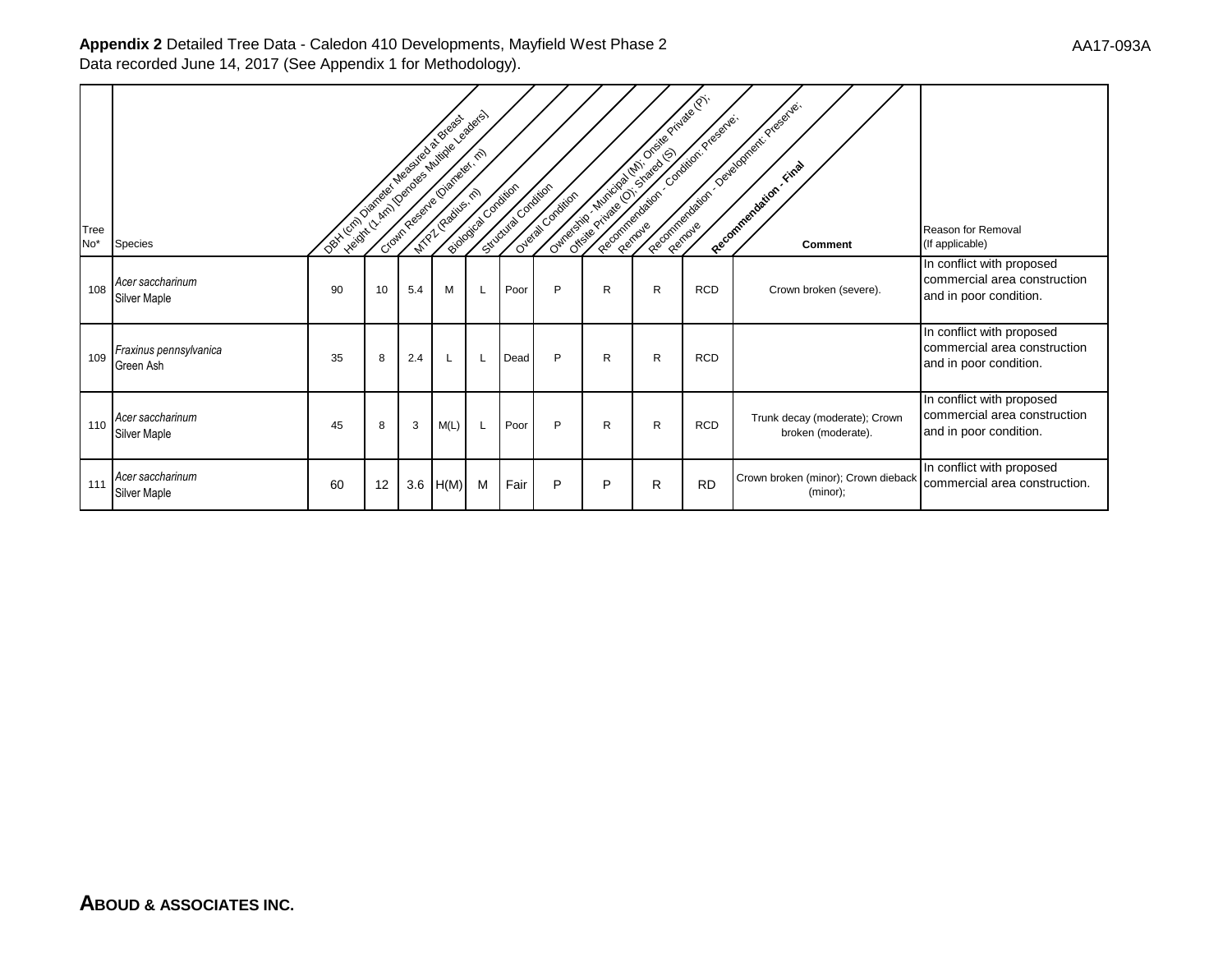**Appendix 2** Detailed Tree Data - Caledon 410 Developments, Mayfield West Phase 2
Data recorded June 14, 2017 (See Appendix 1 for Methodology).

| Tree No* | Species | DBH (cm) Diameter Measured at Breast Height (1.4m) [Denotes Multiple Leaders] | Crown Reserve (Diameter, m) | MTPZ (Radius, m) | Biological Condition | Structural Condition | Overall Condition | Ownership - Municipal (M); Onsite Private (P); Offsite Private (O); Shared (S) | Recommendation - Condition: Preserve; Remove | Recommendation - Development: Preserve; Remove | **Recommendation - Final** | Comment | Reason for Removal (If applicable) |
|---|---|---|---|---|---|---|---|---|---|---|---|---|---|
| 108 | *Acer saccharinum* Silver Maple | 90 | 10 | 5.4 | M | L | Poor | P | R | R | RCD | Crown broken (severe). | In conflict with proposed commercial area construction and in poor condition. |
| 109 | *Fraxinus pennsylvanica* Green Ash | 35 | 8 | 2.4 | L | L | Dead | P | R | R | RCD | | In conflict with proposed commercial area construction and in poor condition. |
| 110 | *Acer saccharinum* Silver Maple | 45 | 8 | 3 | M(L) | L | Poor | P | R | R | RCD | Trunk decay (moderate); Crown broken (moderate). | In conflict with proposed commercial area construction and in poor condition. |
| 111 | *Acer saccharinum* Silver Maple | 60 | 12 | 3.6 | H(M) | M | Fair | P | P | R | RD | Crown broken (minor); Crown dieback (minor); | In conflict with proposed commercial area construction. |

**ABOUD & ASSOCIATES INC.**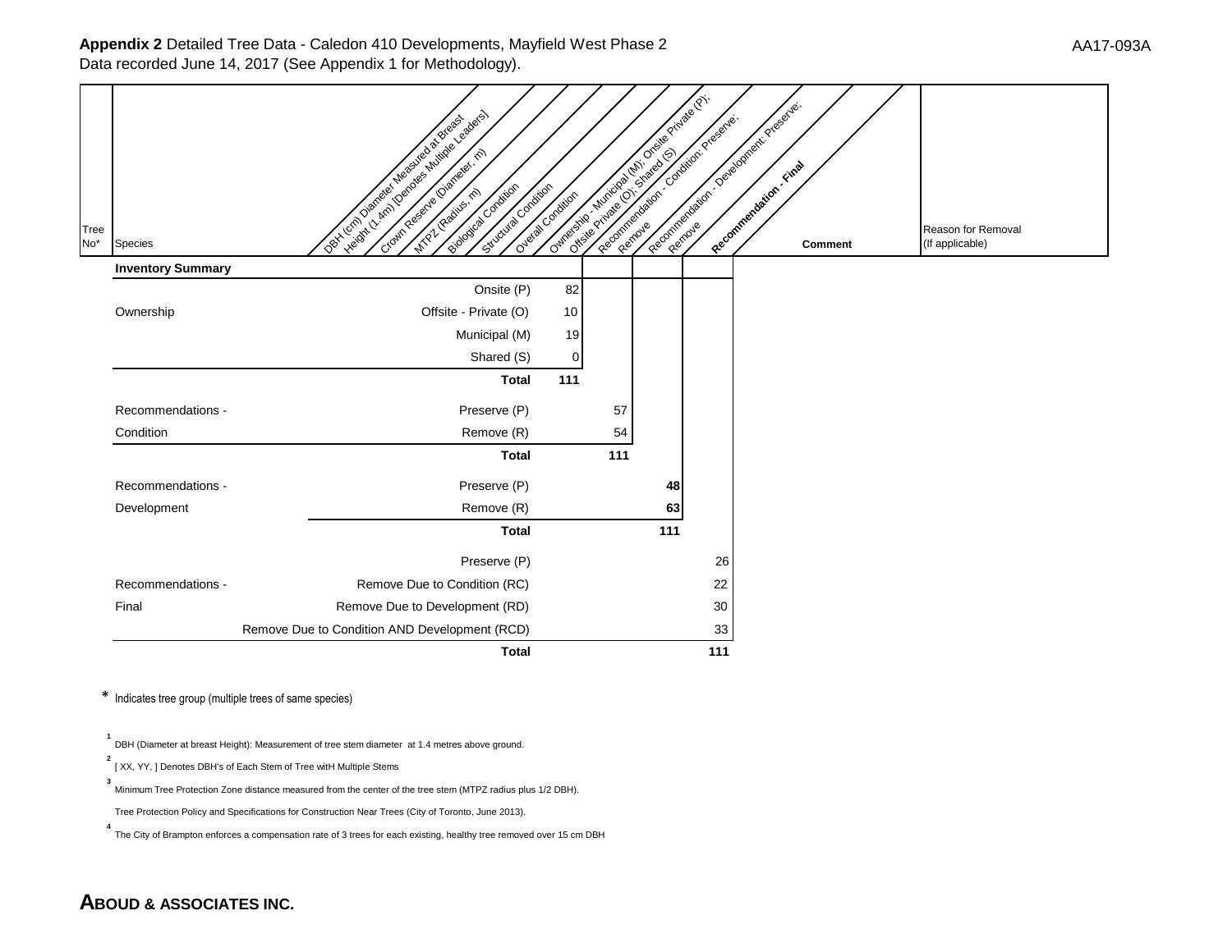**Appendix 2** Detailed Tree Data - Caledon 410 Developments, Mayfield West Phase 2
Data recorded June 14, 2017 (See Appendix 1 for Methodology).

AA17-093A

| Tree No* | Species | DBH (cm) Diameter Measured at Breast Height (1.4m) [Denotes Multiple Leaders] | Crown Reserve (Diameter, m) | MTPZ (Radius, m) | Biological Condition | Structural Condition | Overall Condition | Ownership - Municipal (M); Onsite Private (P); Offsite Private (O); Shared (S) | Recommendation - Condition: Preserve; Remove | Recommendation - Development: Preserve; Remove | **Recommendation - Final** | **Comment** | Reason for Removal (If applicable) |
|---|---|---|---|---|---|---|---|---|---|---|---|---|---|

**Inventory Summary**

| | | Ownership | Condition | Development | Final |
|---|---|---|---|---|---|
| Ownership | Onsite (P) | 82 | | | |
| | Offsite - Private (O) | 10 | | | |
| | Municipal (M) | 19 | | | |
| | Shared (S) | 0 | | | |
| | **Total** | **111** | | | |
| Recommendations - Condition | Preserve (P) | | 57 | | |
| | Remove (R) | | 54 | | |
| | **Total** | | **111** | | |
| Recommendations - Development | Preserve (P) | | | **48** | |
| | Remove (R) | | | **63** | |
| | **Total** | | | **111** | |
| Recommendations - Final | Preserve (P) | | | | 26 |
| | Remove Due to Condition (RC) | | | | 22 |
| | Remove Due to Development (RD) | | | | 30 |
| | Remove Due to Condition AND Development (RCD) | | | | 33 |
| | **Total** | | | | **111** |

\* Indicates tree group (multiple trees of same species)

[1] DBH (Diameter at breast Height): Measurement of tree stem diameter at 1.4 metres above ground.

[2] [ XX, YY, ] Denotes DBH's of Each Stem of Tree witH Multiple Stems

[3] Minimum Tree Protection Zone distance measured from the center of the tree stem (MTPZ radius plus 1/2 DBH).

Tree Protection Policy and Specifications for Construction Near Trees (City of Toronto, June 2013).

[4] The City of Brampton enforces a compensation rate of 3 trees for each existing, healthy tree removed over 15 cm DBH

**ABOUD & ASSOCIATES INC.**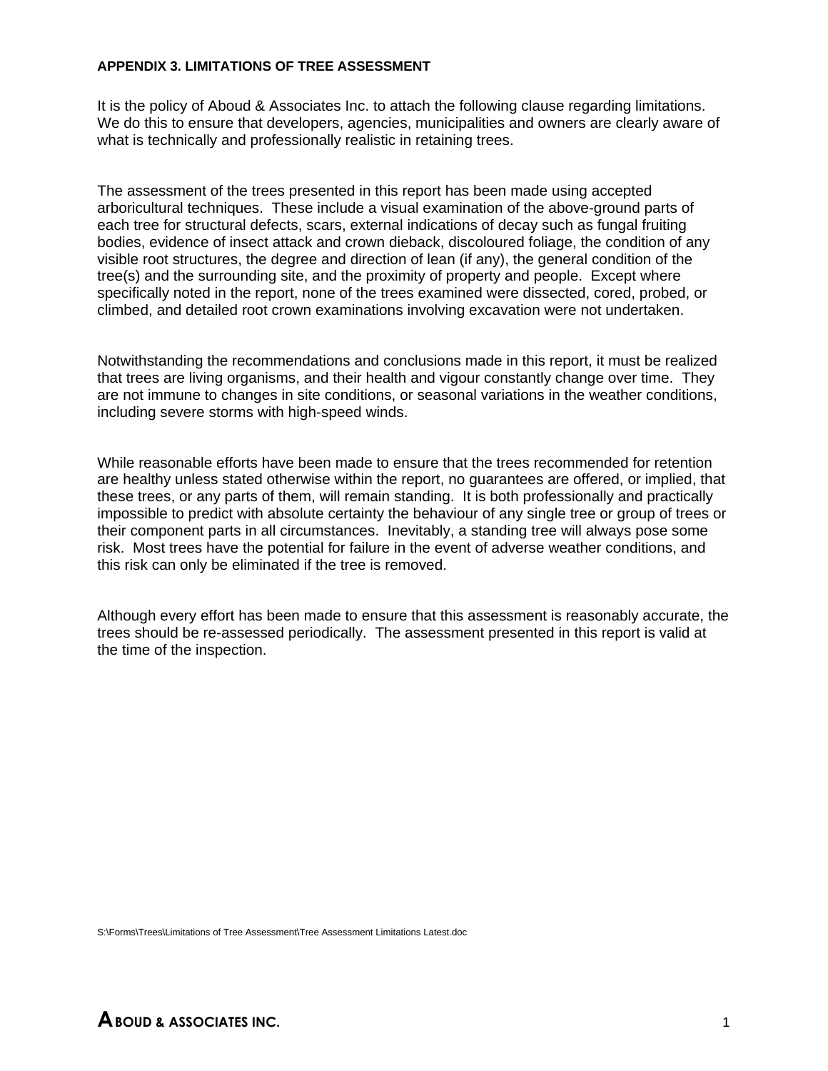## APPENDIX 3. LIMITATIONS OF TREE ASSESSMENT

It is the policy of Aboud & Associates Inc. to attach the following clause regarding limitations. We do this to ensure that developers, agencies, municipalities and owners are clearly aware of what is technically and professionally realistic in retaining trees.

The assessment of the trees presented in this report has been made using accepted arboricultural techniques. These include a visual examination of the above-ground parts of each tree for structural defects, scars, external indications of decay such as fungal fruiting bodies, evidence of insect attack and crown dieback, discoloured foliage, the condition of any visible root structures, the degree and direction of lean (if any), the general condition of the tree(s) and the surrounding site, and the proximity of property and people. Except where specifically noted in the report, none of the trees examined were dissected, cored, probed, or climbed, and detailed root crown examinations involving excavation were not undertaken.

Notwithstanding the recommendations and conclusions made in this report, it must be realized that trees are living organisms, and their health and vigour constantly change over time. They are not immune to changes in site conditions, or seasonal variations in the weather conditions, including severe storms with high-speed winds.

While reasonable efforts have been made to ensure that the trees recommended for retention are healthy unless stated otherwise within the report, no guarantees are offered, or implied, that these trees, or any parts of them, will remain standing. It is both professionally and practically impossible to predict with absolute certainty the behaviour of any single tree or group of trees or their component parts in all circumstances. Inevitably, a standing tree will always pose some risk. Most trees have the potential for failure in the event of adverse weather conditions, and this risk can only be eliminated if the tree is removed.

Although every effort has been made to ensure that this assessment is reasonably accurate, the trees should be re-assessed periodically. The assessment presented in this report is valid at the time of the inspection.

S:\Forms\Trees\Limitations of Tree Assessment\Tree Assessment Limitations Latest.doc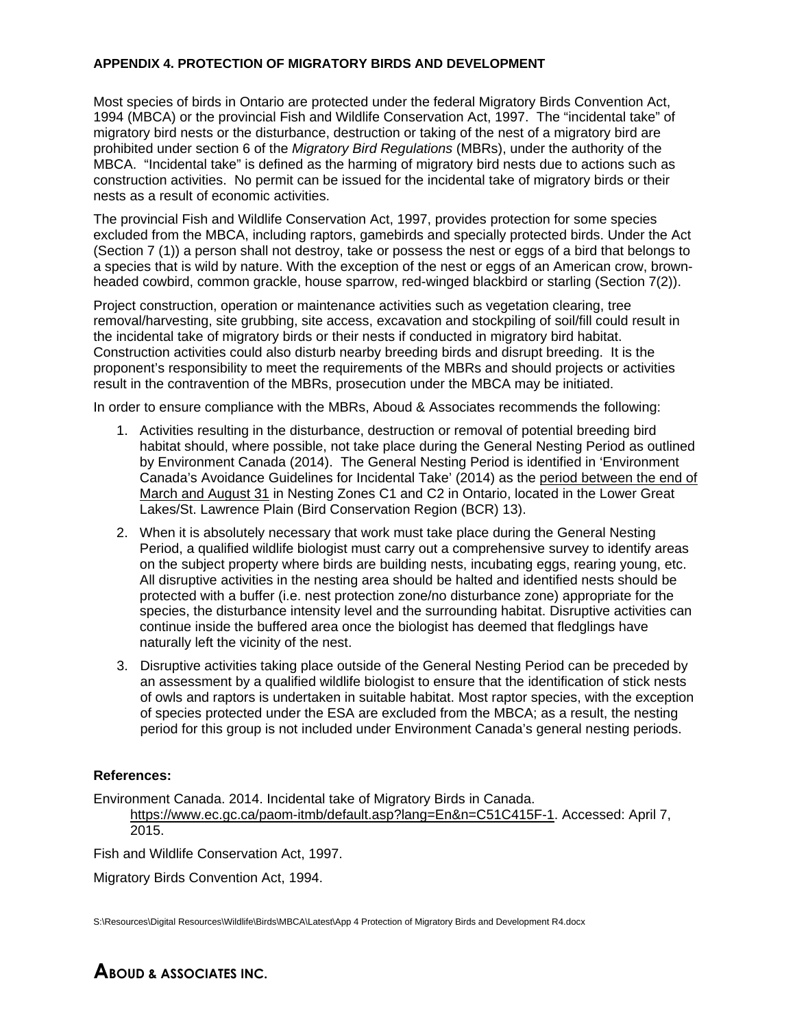# APPENDIX 4. PROTECTION OF MIGRATORY BIRDS AND DEVELOPMENT

Most species of birds in Ontario are protected under the federal Migratory Birds Convention Act, 1994 (MBCA) or the provincial Fish and Wildlife Conservation Act, 1997. The "incidental take" of migratory bird nests or the disturbance, destruction or taking of the nest of a migratory bird are prohibited under section 6 of the *Migratory Bird Regulations* (MBRs), under the authority of the MBCA. "Incidental take" is defined as the harming of migratory bird nests due to actions such as construction activities. No permit can be issued for the incidental take of migratory birds or their nests as a result of economic activities.

The provincial Fish and Wildlife Conservation Act, 1997, provides protection for some species excluded from the MBCA, including raptors, gamebirds and specially protected birds. Under the Act (Section 7 (1)) a person shall not destroy, take or possess the nest or eggs of a bird that belongs to a species that is wild by nature. With the exception of the nest or eggs of an American crow, brown-headed cowbird, common grackle, house sparrow, red-winged blackbird or starling (Section 7(2)).

Project construction, operation or maintenance activities such as vegetation clearing, tree removal/harvesting, site grubbing, site access, excavation and stockpiling of soil/fill could result in the incidental take of migratory birds or their nests if conducted in migratory bird habitat. Construction activities could also disturb nearby breeding birds and disrupt breeding. It is the proponent's responsibility to meet the requirements of the MBRs and should projects or activities result in the contravention of the MBRs, prosecution under the MBCA may be initiated.

In order to ensure compliance with the MBRs, Aboud & Associates recommends the following:

1. Activities resulting in the disturbance, destruction or removal of potential breeding bird habitat should, where possible, not take place during the General Nesting Period as outlined by Environment Canada (2014). The General Nesting Period is identified in 'Environment Canada's Avoidance Guidelines for Incidental Take' (2014) as the period between the end of March and August 31 in Nesting Zones C1 and C2 in Ontario, located in the Lower Great Lakes/St. Lawrence Plain (Bird Conservation Region (BCR) 13).
2. When it is absolutely necessary that work must take place during the General Nesting Period, a qualified wildlife biologist must carry out a comprehensive survey to identify areas on the subject property where birds are building nests, incubating eggs, rearing young, etc. All disruptive activities in the nesting area should be halted and identified nests should be protected with a buffer (i.e. nest protection zone/no disturbance zone) appropriate for the species, the disturbance intensity level and the surrounding habitat. Disruptive activities can continue inside the buffered area once the biologist has deemed that fledglings have naturally left the vicinity of the nest.
3. Disruptive activities taking place outside of the General Nesting Period can be preceded by an assessment by a qualified wildlife biologist to ensure that the identification of stick nests of owls and raptors is undertaken in suitable habitat. Most raptor species, with the exception of species protected under the ESA are excluded from the MBCA; as a result, the nesting period for this group is not included under Environment Canada's general nesting periods.

**References:**

Environment Canada. 2014. Incidental take of Migratory Birds in Canada. https://www.ec.gc.ca/paom-itmb/default.asp?lang=En&n=C51C415F-1. Accessed: April 7, 2015.

Fish and Wildlife Conservation Act, 1997.

Migratory Birds Convention Act, 1994.

S:\Resources\Digital Resources\Wildlife\Birds\MBCA\Latest\App 4 Protection of Migratory Birds and Development R4.docx

**ABOUD & ASSOCIATES INC.**